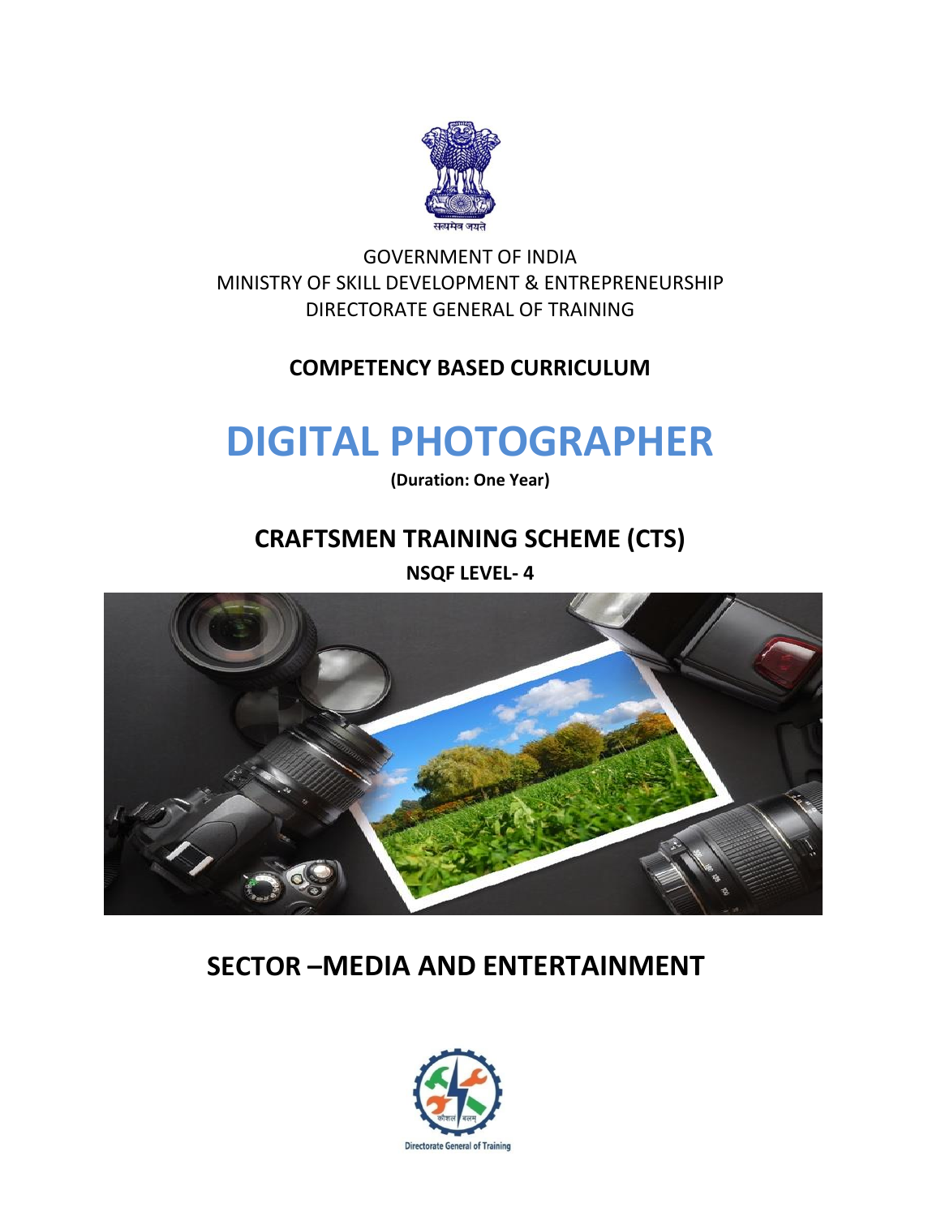सत्यमेव जयते

GOVERNMENT OF INDIA
MINISTRY OF SKILL DEVELOPMENT & ENTREPRENEURSHIP
DIRECTORATE GENERAL OF TRAINING

**COMPETENCY BASED CURRICULUM**

# DIGITAL PHOTOGRAPHER

**(Duration: One Year)**

## CRAFTSMEN TRAINING SCHEME (CTS)

**NSQF LEVEL- 4**

## SECTOR –MEDIA AND ENTERTAINMENT

कौशल भारत कुशल भारत

Directorate General of Training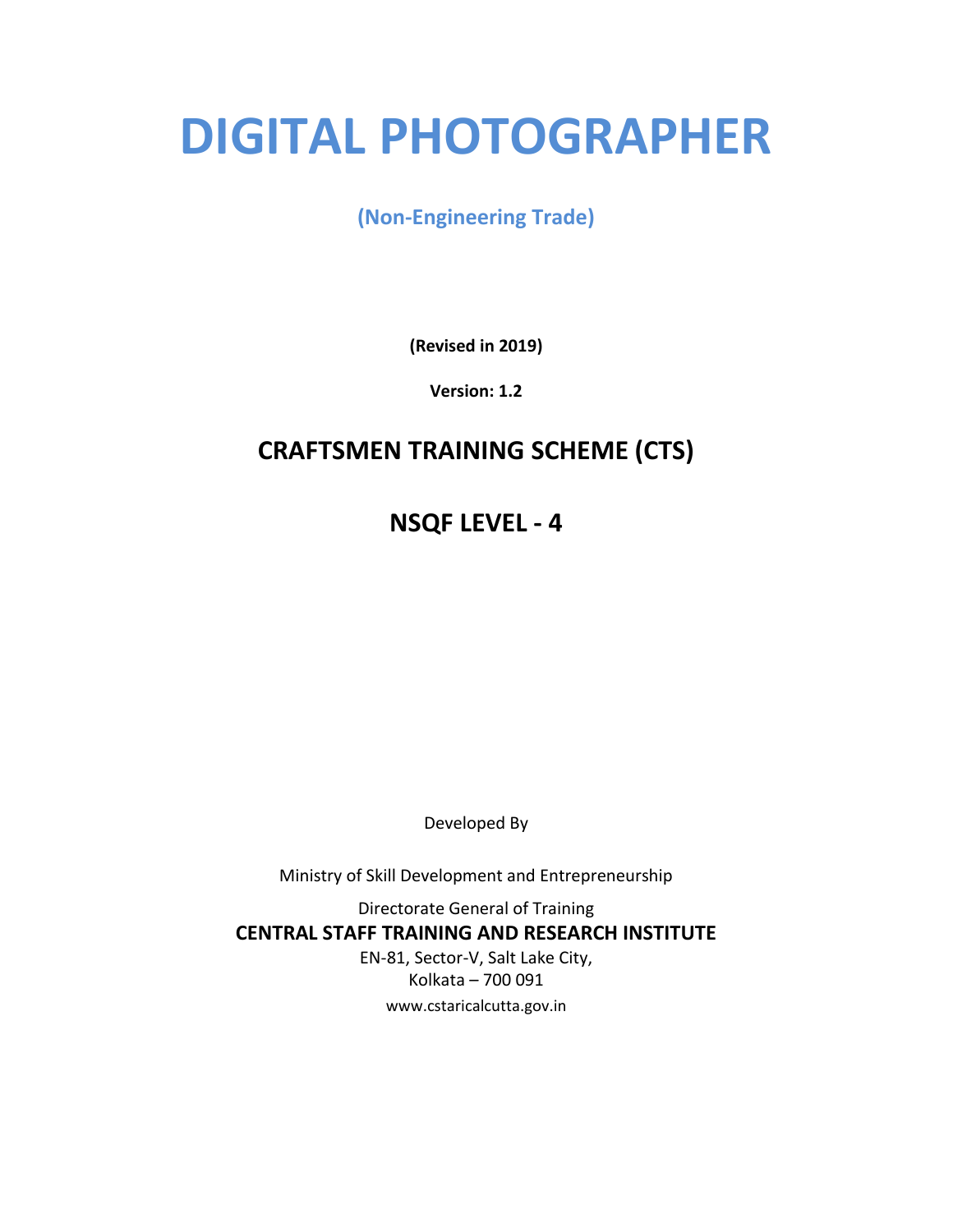# DIGITAL PHOTOGRAPHER

**(Non-Engineering Trade)**

**(Revised in 2019)**

**Version: 1.2**

## CRAFTSMEN TRAINING SCHEME (CTS)

## NSQF LEVEL - 4

Developed By

Ministry of Skill Development and Entrepreneurship

Directorate General of Training

**CENTRAL STAFF TRAINING AND RESEARCH INSTITUTE**

EN-81, Sector-V, Salt Lake City,
Kolkata – 700 091
www.cstaricalcutta.gov.in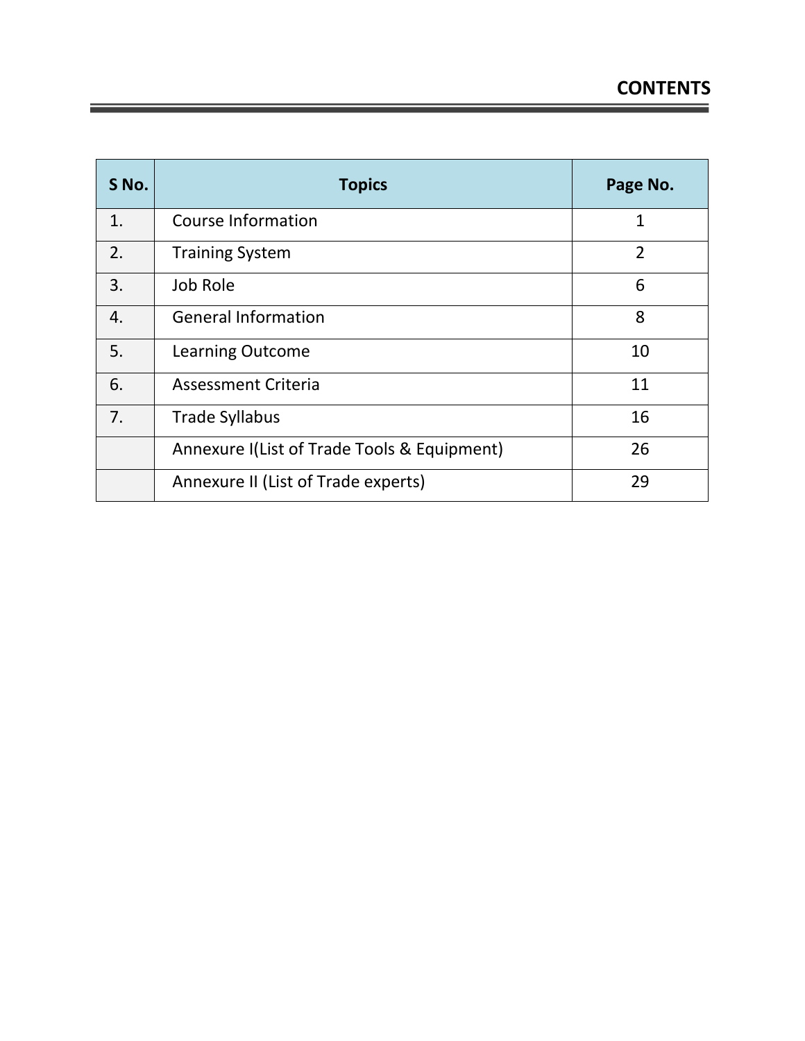# CONTENTS

| S No. | Topics | Page No. |
|---|---|---|
| 1. | Course Information | 1 |
| 2. | Training System | 2 |
| 3. | Job Role | 6 |
| 4. | General Information | 8 |
| 5. | Learning Outcome | 10 |
| 6. | Assessment Criteria | 11 |
| 7. | Trade Syllabus | 16 |
| | Annexure I(List of Trade Tools & Equipment) | 26 |
| | Annexure II (List of Trade experts) | 29 |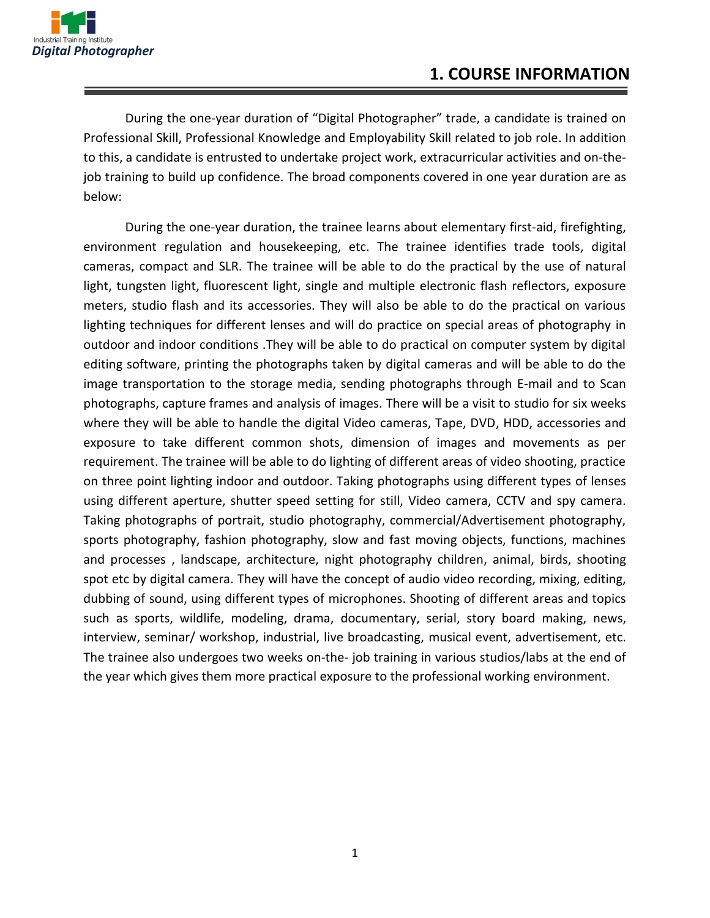# 1. COURSE INFORMATION

During the one-year duration of "Digital Photographer" trade, a candidate is trained on Professional Skill, Professional Knowledge and Employability Skill related to job role. In addition to this, a candidate is entrusted to undertake project work, extracurricular activities and on-the-job training to build up confidence. The broad components covered in one year duration are as below:

During the one-year duration, the trainee learns about elementary first-aid, firefighting, environment regulation and housekeeping, etc. The trainee identifies trade tools, digital cameras, compact and SLR. The trainee will be able to do the practical by the use of natural light, tungsten light, fluorescent light, single and multiple electronic flash reflectors, exposure meters, studio flash and its accessories. They will also be able to do the practical on various lighting techniques for different lenses and will do practice on special areas of photography in outdoor and indoor conditions .They will be able to do practical on computer system by digital editing software, printing the photographs taken by digital cameras and will be able to do the image transportation to the storage media, sending photographs through E-mail and to Scan photographs, capture frames and analysis of images. There will be a visit to studio for six weeks where they will be able to handle the digital Video cameras, Tape, DVD, HDD, accessories and exposure to take different common shots, dimension of images and movements as per requirement. The trainee will be able to do lighting of different areas of video shooting, practice on three point lighting indoor and outdoor. Taking photographs using different types of lenses using different aperture, shutter speed setting for still, Video camera, CCTV and spy camera. Taking photographs of portrait, studio photography, commercial/Advertisement photography, sports photography, fashion photography, slow and fast moving objects, functions, machines and processes , landscape, architecture, night photography children, animal, birds, shooting spot etc by digital camera. They will have the concept of audio video recording, mixing, editing, dubbing of sound, using different types of microphones. Shooting of different areas and topics such as sports, wildlife, modeling, drama, documentary, serial, story board making, news, interview, seminar/ workshop, industrial, live broadcasting, musical event, advertisement, etc. The trainee also undergoes two weeks on-the- job training in various studios/labs at the end of the year which gives them more practical exposure to the professional working environment.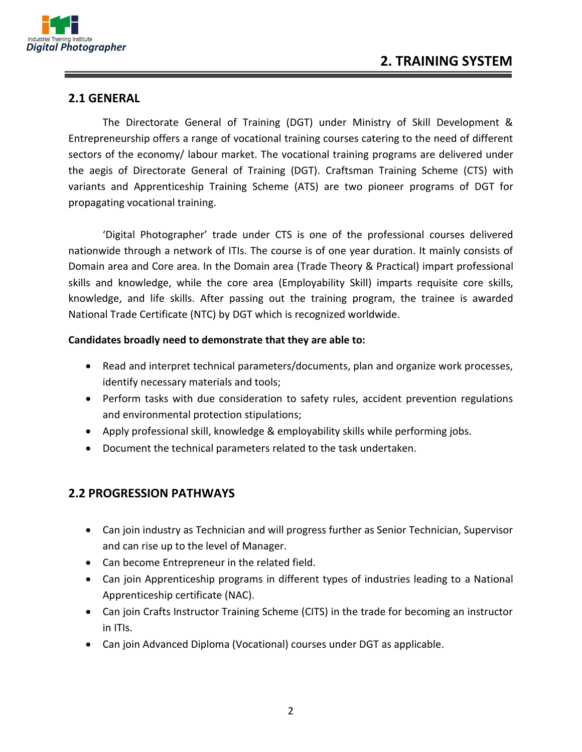# 2. TRAINING SYSTEM

## 2.1 GENERAL

The Directorate General of Training (DGT) under Ministry of Skill Development & Entrepreneurship offers a range of vocational training courses catering to the need of different sectors of the economy/ labour market. The vocational training programs are delivered under the aegis of Directorate General of Training (DGT). Craftsman Training Scheme (CTS) with variants and Apprenticeship Training Scheme (ATS) are two pioneer programs of DGT for propagating vocational training.

'Digital Photographer' trade under CTS is one of the professional courses delivered nationwide through a network of ITIs. The course is of one year duration. It mainly consists of Domain area and Core area. In the Domain area (Trade Theory & Practical) impart professional skills and knowledge, while the core area (Employability Skill) imparts requisite core skills, knowledge, and life skills. After passing out the training program, the trainee is awarded National Trade Certificate (NTC) by DGT which is recognized worldwide.

**Candidates broadly need to demonstrate that they are able to:**

- Read and interpret technical parameters/documents, plan and organize work processes, identify necessary materials and tools;
- Perform tasks with due consideration to safety rules, accident prevention regulations and environmental protection stipulations;
- Apply professional skill, knowledge & employability skills while performing jobs.
- Document the technical parameters related to the task undertaken.

## 2.2 PROGRESSION PATHWAYS

- Can join industry as Technician and will progress further as Senior Technician, Supervisor and can rise up to the level of Manager.
- Can become Entrepreneur in the related field.
- Can join Apprenticeship programs in different types of industries leading to a National Apprenticeship certificate (NAC).
- Can join Crafts Instructor Training Scheme (CITS) in the trade for becoming an instructor in ITIs.
- Can join Advanced Diploma (Vocational) courses under DGT as applicable.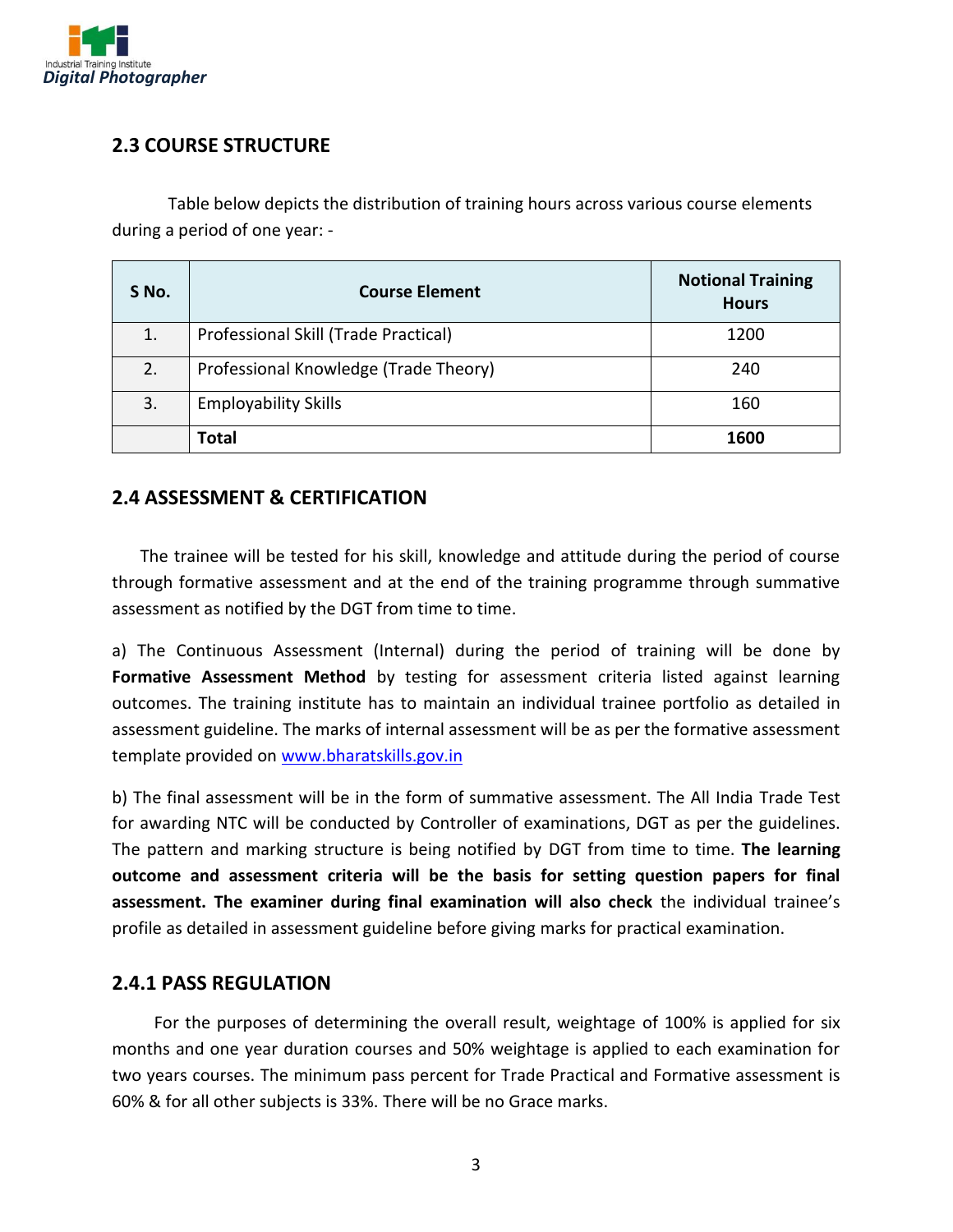## 2.3 COURSE STRUCTURE

Table below depicts the distribution of training hours across various course elements during a period of one year: -

| S No. | Course Element | Notional Training Hours |
|---|---|---|
| 1. | Professional Skill (Trade Practical) | 1200 |
| 2. | Professional Knowledge (Trade Theory) | 240 |
| 3. | Employability Skills | 160 |
| | **Total** | **1600** |

## 2.4 ASSESSMENT & CERTIFICATION

The trainee will be tested for his skill, knowledge and attitude during the period of course through formative assessment and at the end of the training programme through summative assessment as notified by the DGT from time to time.

a) The Continuous Assessment (Internal) during the period of training will be done by **Formative Assessment Method** by testing for assessment criteria listed against learning outcomes. The training institute has to maintain an individual trainee portfolio as detailed in assessment guideline. The marks of internal assessment will be as per the formative assessment template provided on www.bharatskills.gov.in

b) The final assessment will be in the form of summative assessment. The All India Trade Test for awarding NTC will be conducted by Controller of examinations, DGT as per the guidelines. The pattern and marking structure is being notified by DGT from time to time. **The learning outcome and assessment criteria will be the basis for setting question papers for final assessment. The examiner during final examination will also check** the individual trainee's profile as detailed in assessment guideline before giving marks for practical examination.

### 2.4.1 PASS REGULATION

For the purposes of determining the overall result, weightage of 100% is applied for six months and one year duration courses and 50% weightage is applied to each examination for two years courses. The minimum pass percent for Trade Practical and Formative assessment is 60% & for all other subjects is 33%. There will be no Grace marks.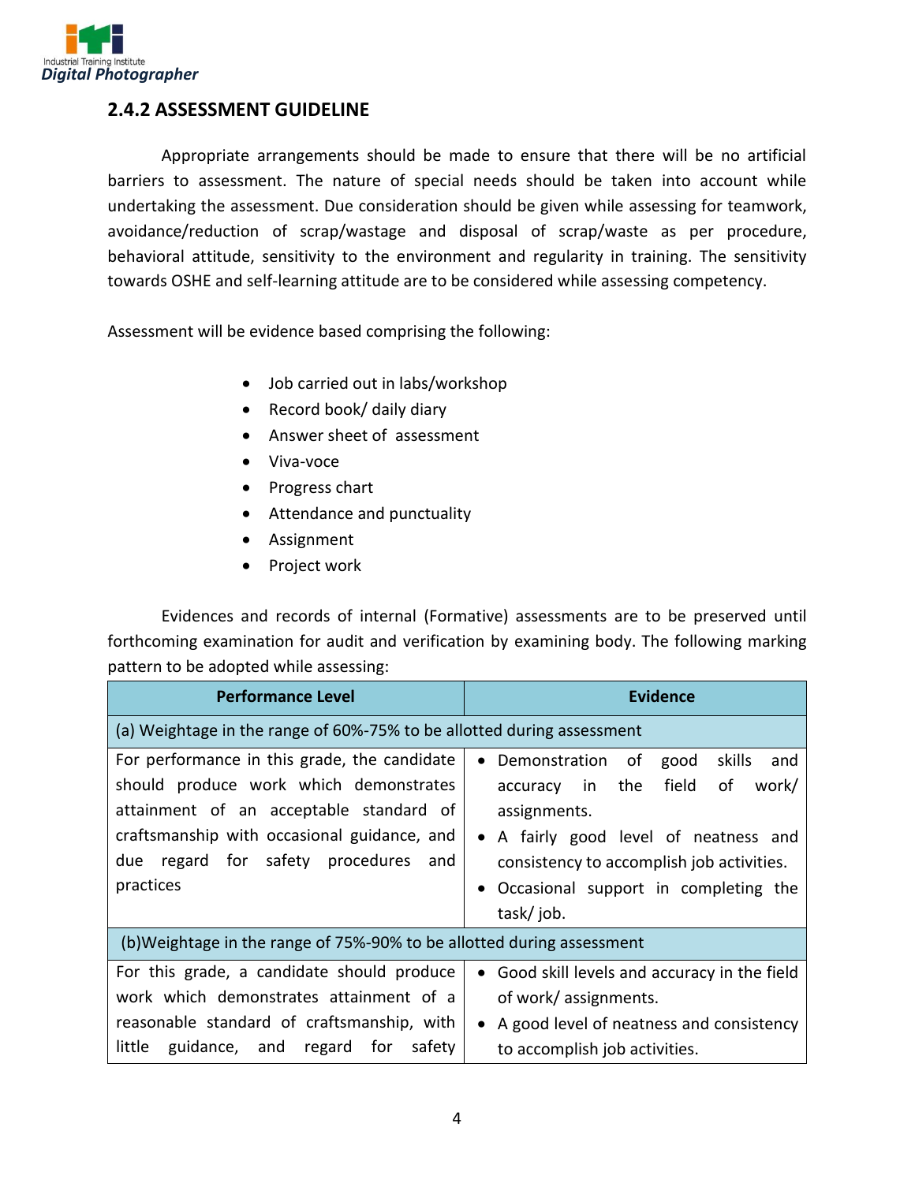## 2.4.2 ASSESSMENT GUIDELINE

Appropriate arrangements should be made to ensure that there will be no artificial barriers to assessment. The nature of special needs should be taken into account while undertaking the assessment. Due consideration should be given while assessing for teamwork, avoidance/reduction of scrap/wastage and disposal of scrap/waste as per procedure, behavioral attitude, sensitivity to the environment and regularity in training. The sensitivity towards OSHE and self-learning attitude are to be considered while assessing competency.

Assessment will be evidence based comprising the following:

- Job carried out in labs/workshop
- Record book/ daily diary
- Answer sheet of assessment
- Viva-voce
- Progress chart
- Attendance and punctuality
- Assignment
- Project work

Evidences and records of internal (Formative) assessments are to be preserved until forthcoming examination for audit and verification by examining body. The following marking pattern to be adopted while assessing:

| Performance Level | Evidence |
|---|---|
| (a) Weightage in the range of 60%-75% to be allotted during assessment | |
| For performance in this grade, the candidate should produce work which demonstrates attainment of an acceptable standard of craftsmanship with occasional guidance, and due regard for safety procedures and practices | • Demonstration of good skills and accuracy in the field of work/ assignments.<br>• A fairly good level of neatness and consistency to accomplish job activities.<br>• Occasional support in completing the task/ job. |
| (b)Weightage in the range of 75%-90% to be allotted during assessment | |
| For this grade, a candidate should produce work which demonstrates attainment of a reasonable standard of craftsmanship, with little guidance, and regard for safety | • Good skill levels and accuracy in the field of work/ assignments.<br>• A good level of neatness and consistency to accomplish job activities. |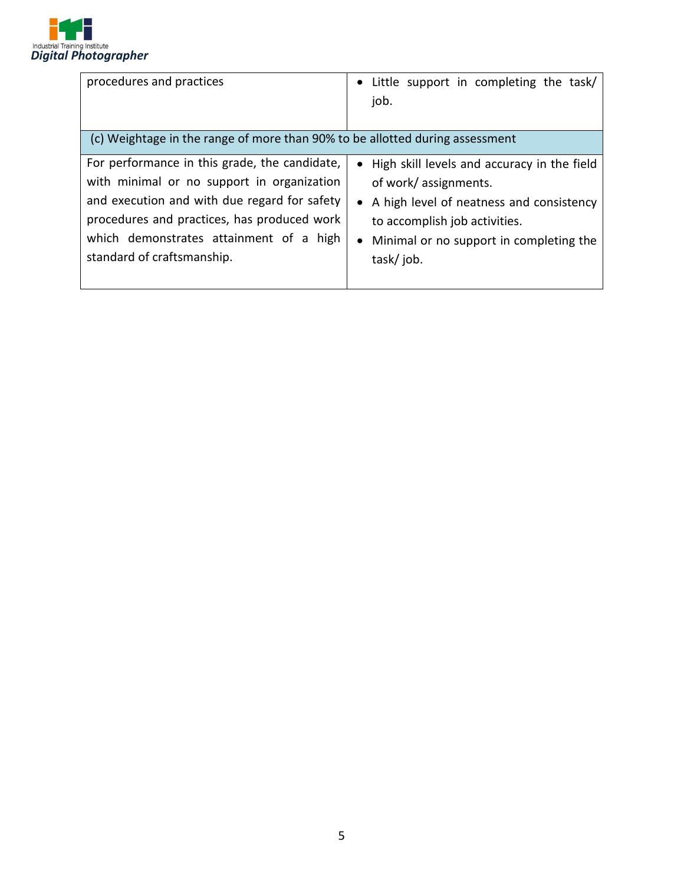| | |
|---|---|
| procedures and practices | • Little support in completing the task/ job. |
| (c) Weightage in the range of more than 90% to be allotted during assessment | |
| For performance in this grade, the candidate, with minimal or no support in organization and execution and with due regard for safety procedures and practices, has produced work which demonstrates attainment of a high standard of craftsmanship. | • High skill levels and accuracy in the field of work/ assignments.<br>• A high level of neatness and consistency to accomplish job activities.<br>• Minimal or no support in completing the task/ job. |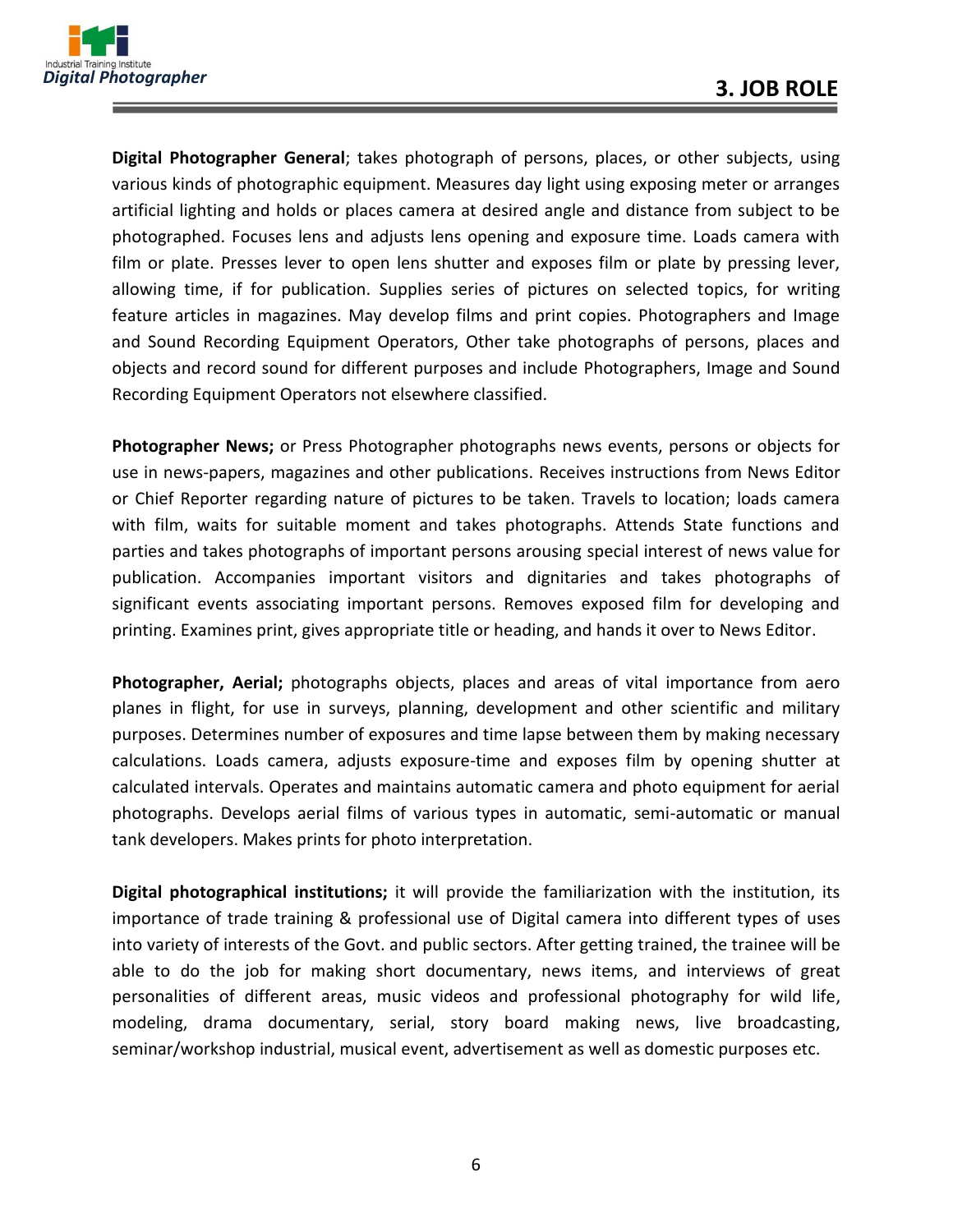# 3. JOB ROLE

**Digital Photographer General**; takes photograph of persons, places, or other subjects, using various kinds of photographic equipment. Measures day light using exposing meter or arranges artificial lighting and holds or places camera at desired angle and distance from subject to be photographed. Focuses lens and adjusts lens opening and exposure time. Loads camera with film or plate. Presses lever to open lens shutter and exposes film or plate by pressing lever, allowing time, if for publication. Supplies series of pictures on selected topics, for writing feature articles in magazines. May develop films and print copies. Photographers and Image and Sound Recording Equipment Operators, Other take photographs of persons, places and objects and record sound for different purposes and include Photographers, Image and Sound Recording Equipment Operators not elsewhere classified.

**Photographer News;** or Press Photographer photographs news events, persons or objects for use in news-papers, magazines and other publications. Receives instructions from News Editor or Chief Reporter regarding nature of pictures to be taken. Travels to location; loads camera with film, waits for suitable moment and takes photographs. Attends State functions and parties and takes photographs of important persons arousing special interest of news value for publication. Accompanies important visitors and dignitaries and takes photographs of significant events associating important persons. Removes exposed film for developing and printing. Examines print, gives appropriate title or heading, and hands it over to News Editor.

**Photographer, Aerial;** photographs objects, places and areas of vital importance from aero planes in flight, for use in surveys, planning, development and other scientific and military purposes. Determines number of exposures and time lapse between them by making necessary calculations. Loads camera, adjusts exposure-time and exposes film by opening shutter at calculated intervals. Operates and maintains automatic camera and photo equipment for aerial photographs. Develops aerial films of various types in automatic, semi-automatic or manual tank developers. Makes prints for photo interpretation.

**Digital photographical institutions;** it will provide the familiarization with the institution, its importance of trade training & professional use of Digital camera into different types of uses into variety of interests of the Govt. and public sectors. After getting trained, the trainee will be able to do the job for making short documentary, news items, and interviews of great personalities of different areas, music videos and professional photography for wild life, modeling, drama documentary, serial, story board making news, live broadcasting, seminar/workshop industrial, musical event, advertisement as well as domestic purposes etc.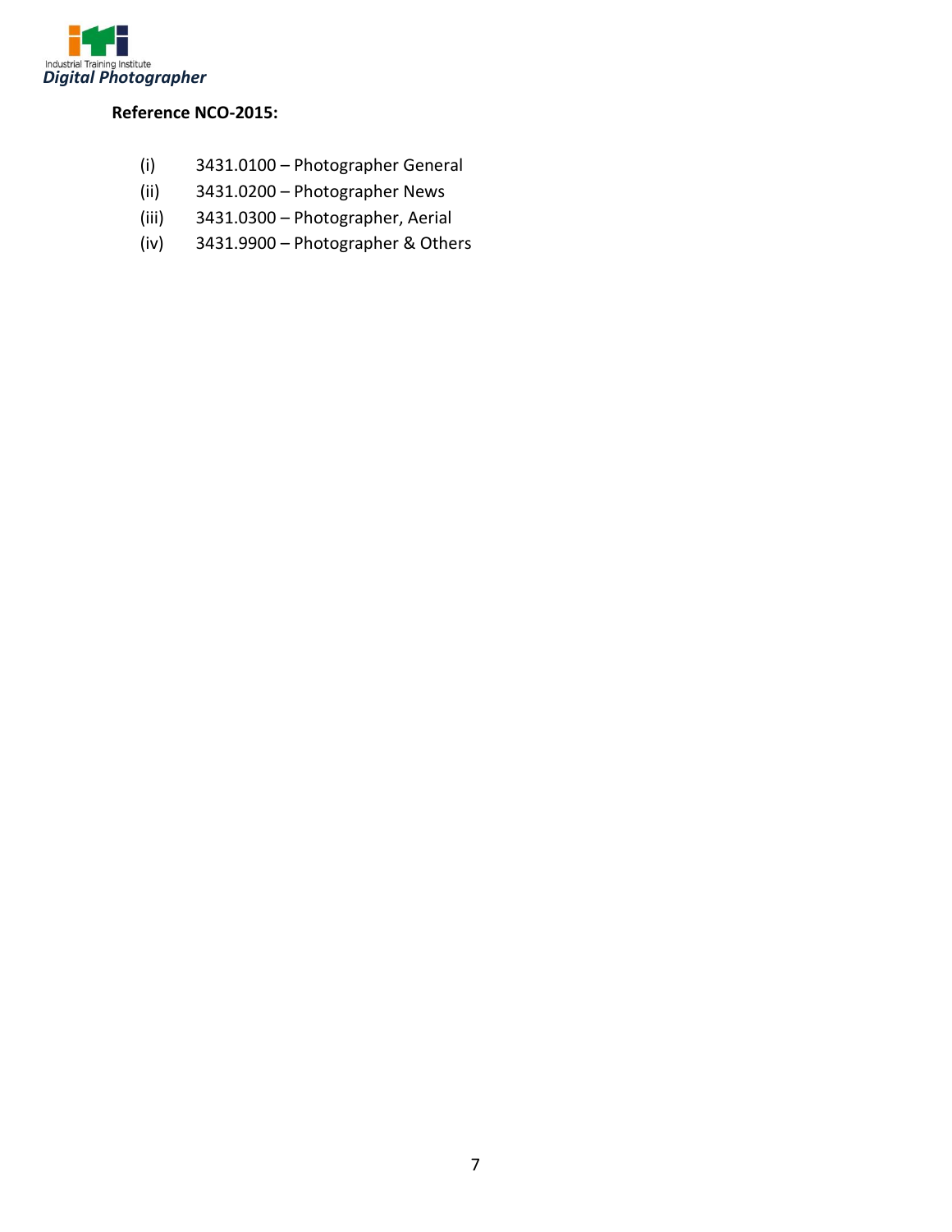**Reference NCO-2015:**

(i) 3431.0100 – Photographer General
(ii) 3431.0200 – Photographer News
(iii) 3431.0300 – Photographer, Aerial
(iv) 3431.9900 – Photographer & Others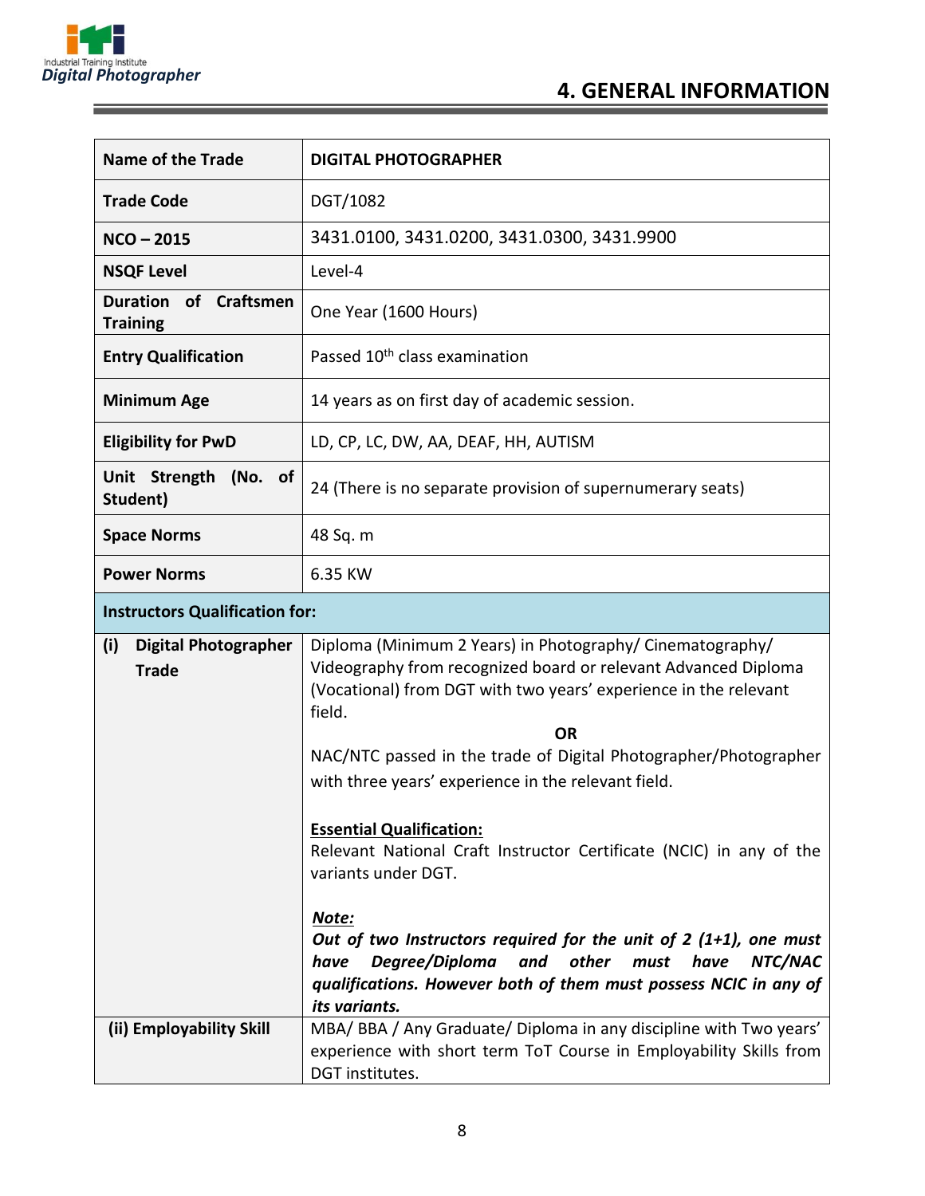# 4. GENERAL INFORMATION

| Name of the Trade | DIGITAL PHOTOGRAPHER |
|---|---|
| Trade Code | DGT/1082 |
| NCO – 2015 | 3431.0100, 3431.0200, 3431.0300, 3431.9900 |
| NSQF Level | Level-4 |
| Duration of Craftsmen Training | One Year (1600 Hours) |
| Entry Qualification | Passed 10th class examination |
| Minimum Age | 14 years as on first day of academic session. |
| Eligibility for PwD | LD, CP, LC, DW, AA, DEAF, HH, AUTISM |
| Unit Strength (No. of Student) | 24 (There is no separate provision of supernumerary seats) |
| Space Norms | 48 Sq. m |
| Power Norms | 6.35 KW |
| **Instructors Qualification for:** | |
| (i) Digital Photographer Trade | Diploma (Minimum 2 Years) in Photography/ Cinematography/ Videography from recognized board or relevant Advanced Diploma (Vocational) from DGT with two years' experience in the relevant field. <br> **OR** <br> NAC/NTC passed in the trade of Digital Photographer/Photographer with three years' experience in the relevant field. <br><br> **Essential Qualification:** <br> Relevant National Craft Instructor Certificate (NCIC) in any of the variants under DGT. <br><br> ***Note:*** <br> ***Out of two Instructors required for the unit of 2 (1+1), one must have Degree/Diploma and other must have NTC/NAC qualifications. However both of them must possess NCIC in any of its variants.*** |
| (ii) Employability Skill | MBA/ BBA / Any Graduate/ Diploma in any discipline with Two years' experience with short term ToT Course in Employability Skills from DGT institutes. |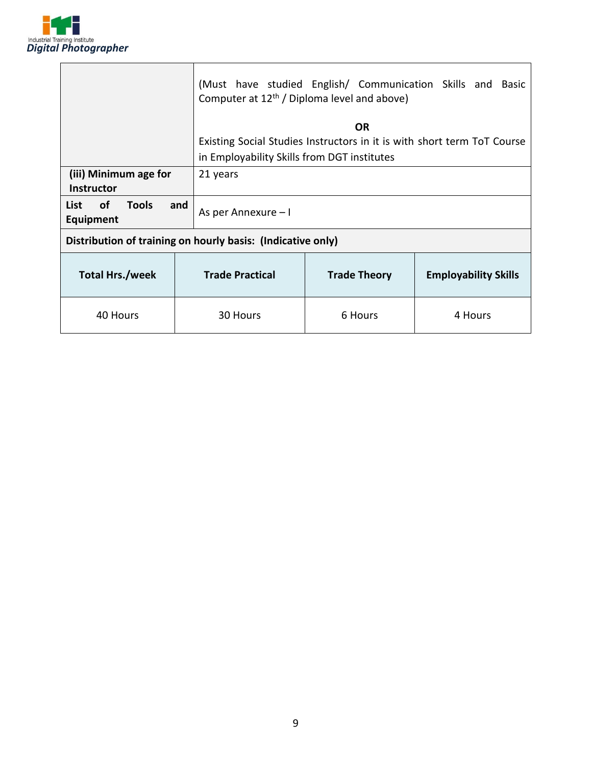| | |
|---|---|
| | (Must have studied English/ Communication Skills and Basic Computer at 12th / Diploma level and above)<br><br>**OR**<br>Existing Social Studies Instructors in it is with short term ToT Course in Employability Skills from DGT institutes |
| **(iii) Minimum age for Instructor** | 21 years |
| **List of Tools and Equipment** | As per Annexure – I |

**Distribution of training on hourly basis: (Indicative only)**

| Total Hrs./week | Trade Practical | Trade Theory | Employability Skills |
|---|---|---|---|
| 40 Hours | 30 Hours | 6 Hours | 4 Hours |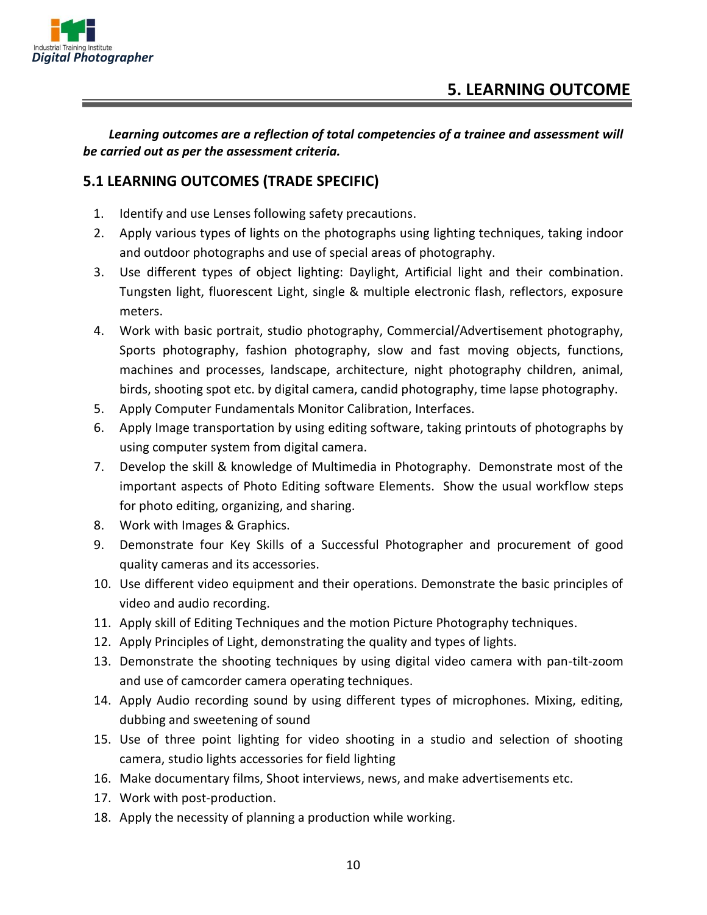# 5. LEARNING OUTCOME

***Learning outcomes are a reflection of total competencies of a trainee and assessment will be carried out as per the assessment criteria.***

## 5.1 LEARNING OUTCOMES (TRADE SPECIFIC)

1. Identify and use Lenses following safety precautions.
2. Apply various types of lights on the photographs using lighting techniques, taking indoor and outdoor photographs and use of special areas of photography.
3. Use different types of object lighting: Daylight, Artificial light and their combination. Tungsten light, fluorescent Light, single & multiple electronic flash, reflectors, exposure meters.
4. Work with basic portrait, studio photography, Commercial/Advertisement photography, Sports photography, fashion photography, slow and fast moving objects, functions, machines and processes, landscape, architecture, night photography children, animal, birds, shooting spot etc. by digital camera, candid photography, time lapse photography.
5. Apply Computer Fundamentals Monitor Calibration, Interfaces.
6. Apply Image transportation by using editing software, taking printouts of photographs by using computer system from digital camera.
7. Develop the skill & knowledge of Multimedia in Photography. Demonstrate most of the important aspects of Photo Editing software Elements. Show the usual workflow steps for photo editing, organizing, and sharing.
8. Work with Images & Graphics.
9. Demonstrate four Key Skills of a Successful Photographer and procurement of good quality cameras and its accessories.
10. Use different video equipment and their operations. Demonstrate the basic principles of video and audio recording.
11. Apply skill of Editing Techniques and the motion Picture Photography techniques.
12. Apply Principles of Light, demonstrating the quality and types of lights.
13. Demonstrate the shooting techniques by using digital video camera with pan-tilt-zoom and use of camcorder camera operating techniques.
14. Apply Audio recording sound by using different types of microphones. Mixing, editing, dubbing and sweetening of sound
15. Use of three point lighting for video shooting in a studio and selection of shooting camera, studio lights accessories for field lighting
16. Make documentary films, Shoot interviews, news, and make advertisements etc.
17. Work with post-production.
18. Apply the necessity of planning a production while working.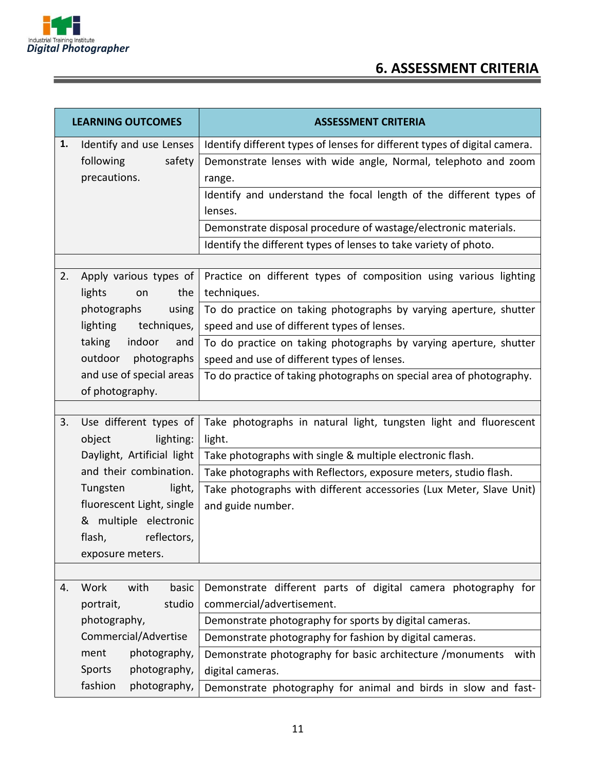## 6. ASSESSMENT CRITERIA

| LEARNING OUTCOMES | ASSESSMENT CRITERIA |
|---|---|
| 1. Identify and use Lenses following safety precautions. | Identify different types of lenses for different types of digital camera. |
| | Demonstrate lenses with wide angle, Normal, telephoto and zoom range. |
| | Identify and understand the focal length of the different types of lenses. |
| | Demonstrate disposal procedure of wastage/electronic materials. |
| | Identify the different types of lenses to take variety of photo. |
| | |
| 2. Apply various types of lights on the photographs using lighting techniques, taking indoor and outdoor photographs and use of special areas of photography. | Practice on different types of composition using various lighting techniques. |
| | To do practice on taking photographs by varying aperture, shutter speed and use of different types of lenses. |
| | To do practice on taking photographs by varying aperture, shutter speed and use of different types of lenses. |
| | To do practice of taking photographs on special area of photography. |
| | |
| 3. Use different types of object lighting: Daylight, Artificial light and their combination. Tungsten light, fluorescent Light, single & multiple electronic flash, reflectors, exposure meters. | Take photographs in natural light, tungsten light and fluorescent light. |
| | Take photographs with single & multiple electronic flash. |
| | Take photographs with Reflectors, exposure meters, studio flash. |
| | Take photographs with different accessories (Lux Meter, Slave Unit) and guide number. |
| | |
| 4. Work with basic portrait, studio photography, Commercial/Advertisement photography, Sports photography, fashion photography, | Demonstrate different parts of digital camera photography for commercial/advertisement. |
| | Demonstrate photography for sports by digital cameras. |
| | Demonstrate photography for fashion by digital cameras. |
| | Demonstrate photography for basic architecture /monuments with digital cameras. |
| | Demonstrate photography for animal and birds in slow and fast- |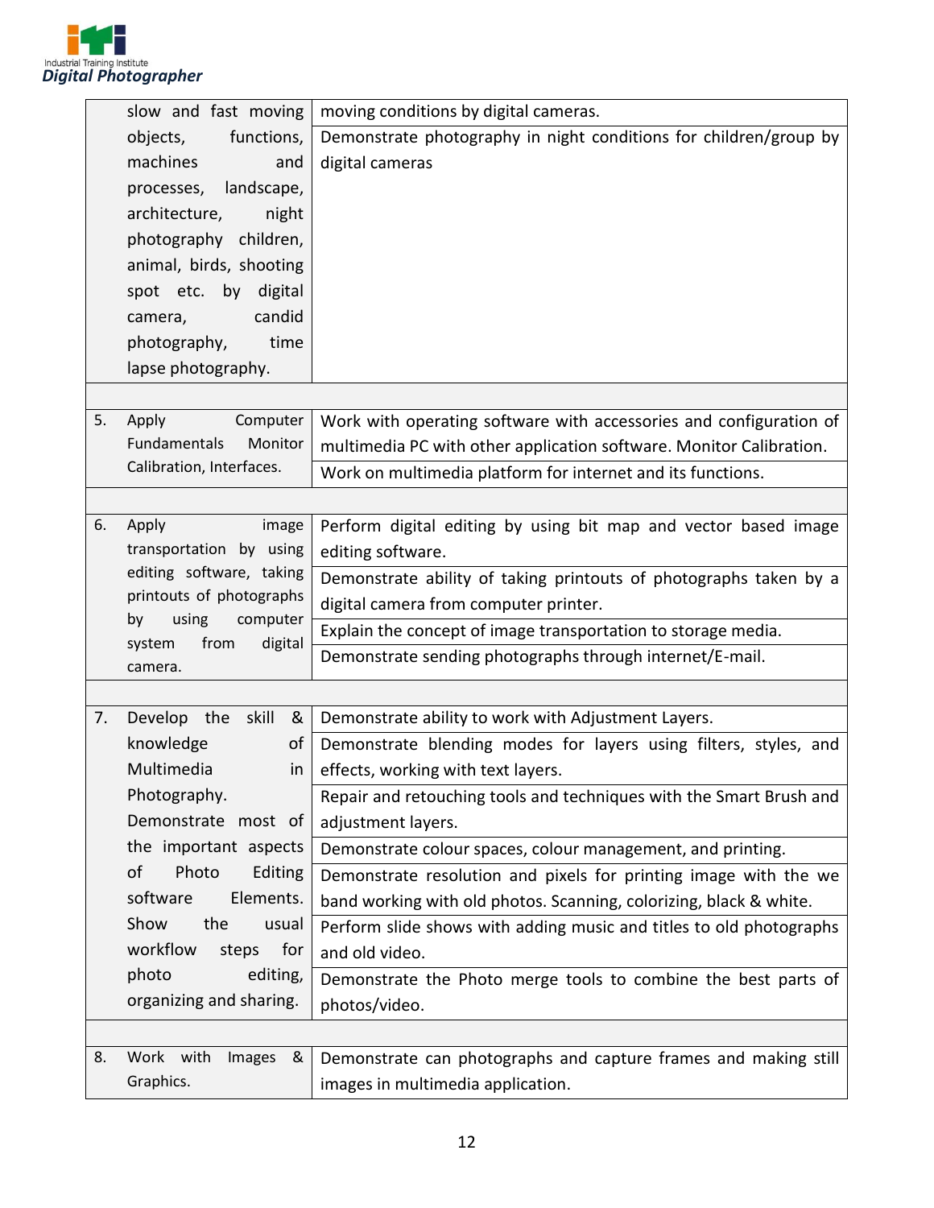| | | |
|---|---|---|
| | slow and fast moving objects, functions, machines and processes, landscape, architecture, night photography children, animal, birds, shooting spot etc. by digital camera, candid photography, time lapse photography. | moving conditions by digital cameras. |
| | | Demonstrate photography in night conditions for children/group by digital cameras |
| | | |
| 5. | Apply Computer Fundamentals Monitor Calibration, Interfaces. | Work with operating software with accessories and configuration of multimedia PC with other application software. Monitor Calibration. |
| | | Work on multimedia platform for internet and its functions. |
| | | |
| 6. | Apply image transportation by using editing software, taking printouts of photographs by using computer system from digital camera. | Perform digital editing by using bit map and vector based image editing software. |
| | | Demonstrate ability of taking printouts of photographs taken by a digital camera from computer printer. |
| | | Explain the concept of image transportation to storage media. |
| | | Demonstrate sending photographs through internet/E-mail. |
| | | |
| 7. | Develop the skill & knowledge of Multimedia in Photography. Demonstrate most of the important aspects of Photo Editing software Elements. Show the usual workflow steps for photo editing, organizing and sharing. | Demonstrate ability to work with Adjustment Layers. |
| | | Demonstrate blending modes for layers using filters, styles, and effects, working with text layers. |
| | | Repair and retouching tools and techniques with the Smart Brush and adjustment layers. |
| | | Demonstrate colour spaces, colour management, and printing. |
| | | Demonstrate resolution and pixels for printing image with the we band working with old photos. Scanning, colorizing, black & white. |
| | | Perform slide shows with adding music and titles to old photographs and old video. |
| | | Demonstrate the Photo merge tools to combine the best parts of photos/video. |
| | | |
| 8. | Work with Images & Graphics. | Demonstrate can photographs and capture frames and making still images in multimedia application. |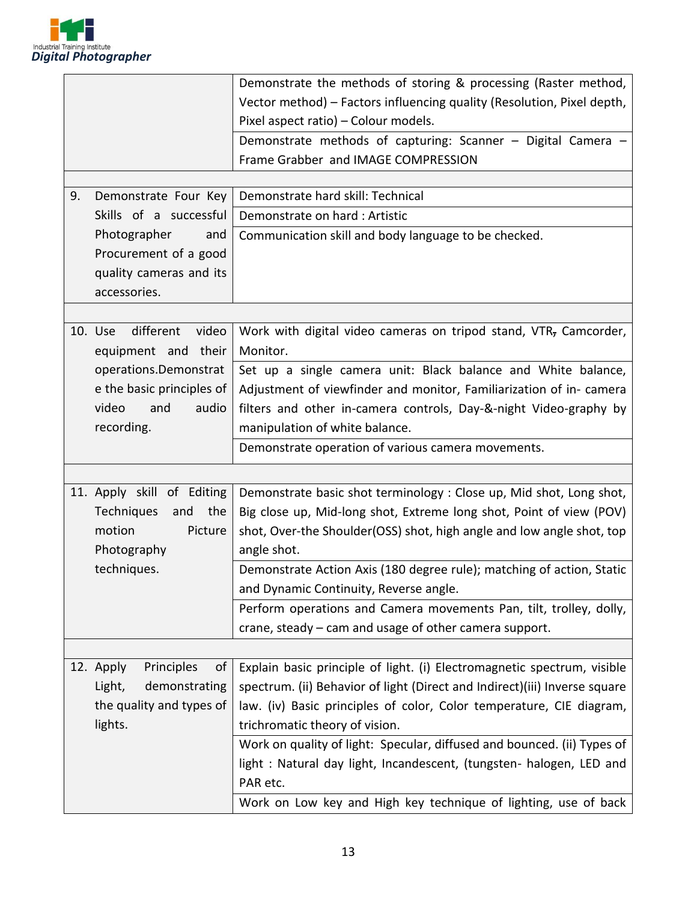| | |
|---|---|
| | Demonstrate the methods of storing & processing (Raster method, Vector method) – Factors influencing quality (Resolution, Pixel depth, Pixel aspect ratio) – Colour models. |
| | Demonstrate methods of capturing: Scanner – Digital Camera – Frame Grabber and IMAGE COMPRESSION |
| | |
| 9. Demonstrate Four Key Skills of a successful Photographer and Procurement of a good quality cameras and its accessories. | Demonstrate hard skill: Technical |
| | Demonstrate on hard : Artistic |
| | Communication skill and body language to be checked. |
| | |
| 10. Use different video equipment and their operations.Demonstrate the basic principles of video and audio recording. | Work with digital video cameras on tripod stand, VTR, Camcorder, Monitor. |
| | Set up a single camera unit: Black balance and White balance, Adjustment of viewfinder and monitor, Familiarization of in- camera filters and other in-camera controls, Day-&-night Video-graphy by manipulation of white balance. |
| | Demonstrate operation of various camera movements. |
| | |
| 11. Apply skill of Editing Techniques and the motion Picture Photography techniques. | Demonstrate basic shot terminology : Close up, Mid shot, Long shot, Big close up, Mid-long shot, Extreme long shot, Point of view (POV) shot, Over-the Shoulder(OSS) shot, high angle and low angle shot, top angle shot. |
| | Demonstrate Action Axis (180 degree rule); matching of action, Static and Dynamic Continuity, Reverse angle. |
| | Perform operations and Camera movements Pan, tilt, trolley, dolly, crane, steady – cam and usage of other camera support. |
| | |
| 12. Apply Principles of Light, demonstrating the quality and types of lights. | Explain basic principle of light. (i) Electromagnetic spectrum, visible spectrum. (ii) Behavior of light (Direct and Indirect)(iii) Inverse square law. (iv) Basic principles of color, Color temperature, CIE diagram, trichromatic theory of vision. |
| | Work on quality of light: Specular, diffused and bounced. (ii) Types of light : Natural day light, Incandescent, (tungsten- halogen, LED and PAR etc. |
| | Work on Low key and High key technique of lighting, use of back |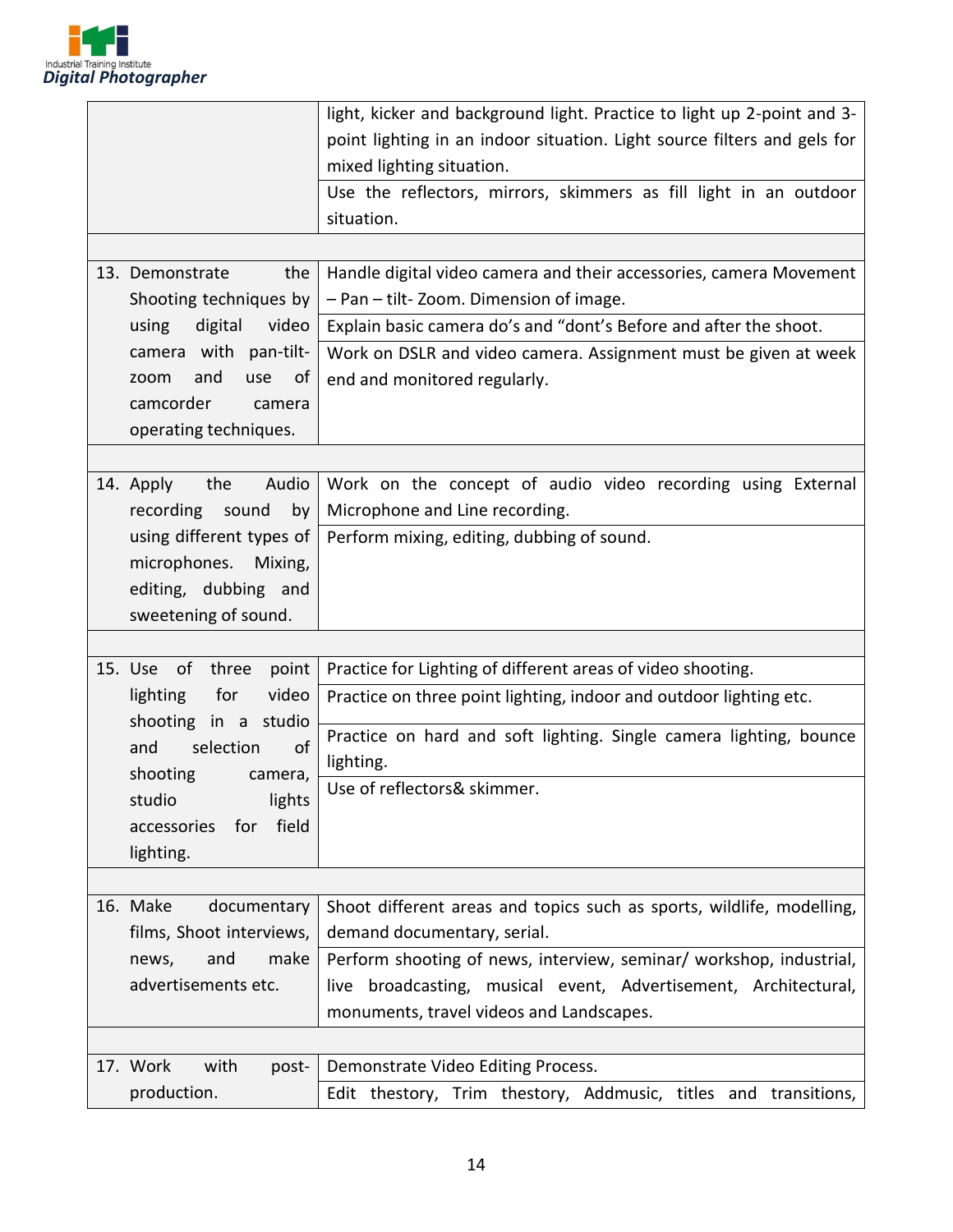| | |
|---|---|
| | light, kicker and background light. Practice to light up 2-point and 3-point lighting in an indoor situation. Light source filters and gels for mixed lighting situation. |
| | Use the reflectors, mirrors, skimmers as fill light in an outdoor situation. |
| | |
| 13. Demonstrate the Shooting techniques by using digital video camera with pan-tilt-zoom and use of camcorder camera operating techniques. | Handle digital video camera and their accessories, camera Movement – Pan – tilt- Zoom. Dimension of image. |
| | Explain basic camera do's and "dont's Before and after the shoot. |
| | Work on DSLR and video camera. Assignment must be given at week end and monitored regularly. |
| | |
| 14. Apply the Audio recording sound by using different types of microphones. Mixing, editing, dubbing and sweetening of sound. | Work on the concept of audio video recording using External Microphone and Line recording. |
| | Perform mixing, editing, dubbing of sound. |
| | |
| 15. Use of three point lighting for video shooting in a studio and selection of shooting camera, studio lights accessories for field lighting. | Practice for Lighting of different areas of video shooting. |
| | Practice on three point lighting, indoor and outdoor lighting etc. |
| | Practice on hard and soft lighting. Single camera lighting, bounce lighting. |
| | Use of reflectors& skimmer. |
| | |
| 16. Make documentary films, Shoot interviews, news, and make advertisements etc. | Shoot different areas and topics such as sports, wildlife, modelling, demand documentary, serial. |
| | Perform shooting of news, interview, seminar/ workshop, industrial, live broadcasting, musical event, Advertisement, Architectural, monuments, travel videos and Landscapes. |
| | |
| 17. Work with post-production. | Demonstrate Video Editing Process. |
| | Edit thestory, Trim thestory, Addmusic, titles and transitions, |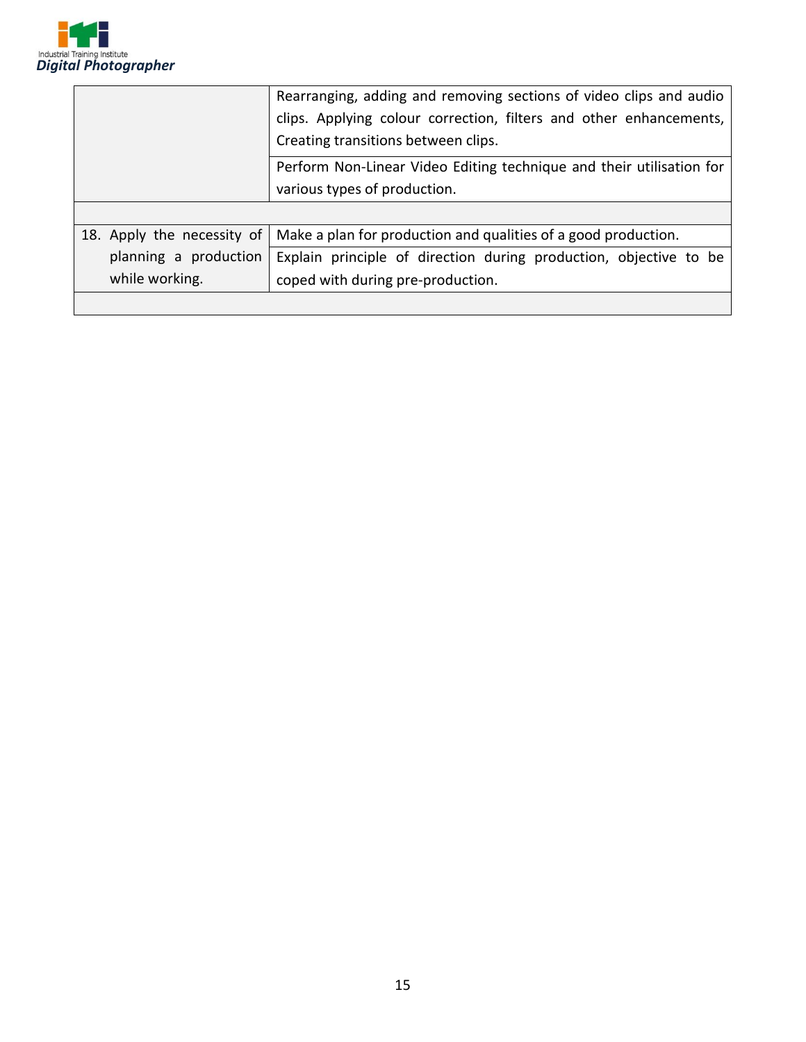| | |
|---|---|
| | Rearranging, adding and removing sections of video clips and audio clips. Applying colour correction, filters and other enhancements, Creating transitions between clips. |
| | Perform Non-Linear Video Editing technique and their utilisation for various types of production. |
| | |
| 18. Apply the necessity of planning a production while working. | Make a plan for production and qualities of a good production. |
| | Explain principle of direction during production, objective to be coped with during pre-production. |
| | |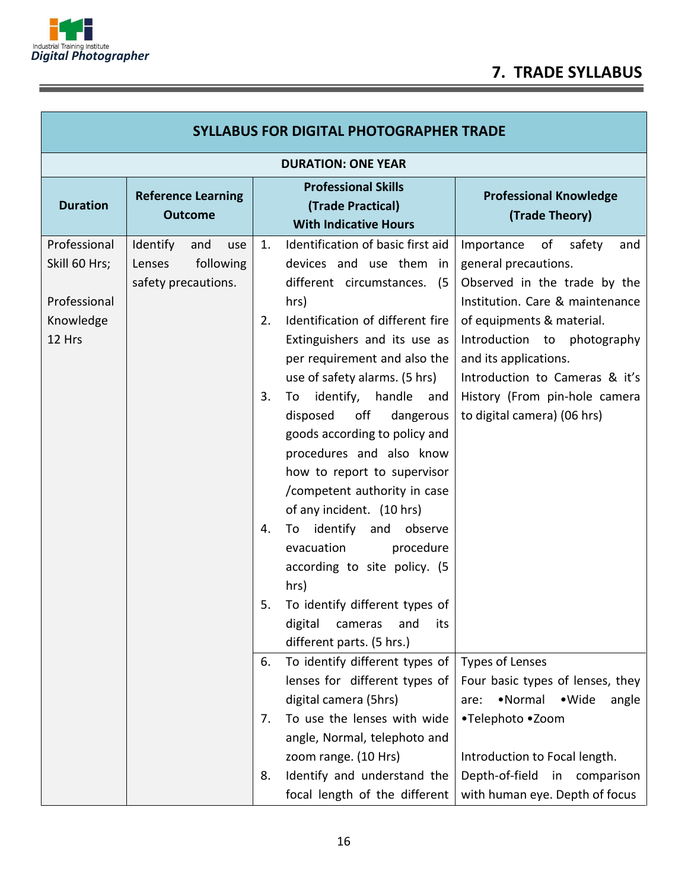# 7. TRADE SYLLABUS

| SYLLABUS FOR DIGITAL PHOTOGRAPHER TRADE | | | |
|---|---|---|---|
| **DURATION: ONE YEAR** | | | |
| **Duration** | **Reference Learning Outcome** | **Professional Skills (Trade Practical) With Indicative Hours** | **Professional Knowledge (Trade Theory)** |
| Professional Skill 60 Hrs; <br><br> Professional Knowledge 12 Hrs | Identify and use Lenses following safety precautions. | 1. Identification of basic first aid devices and use them in different circumstances. (5 hrs) <br> 2. Identification of different fire Extinguishers and its use as per requirement and also the use of safety alarms. (5 hrs) <br> 3. To identify, handle and disposed off dangerous goods according to policy and procedures and also know how to report to supervisor /competent authority in case of any incident. (10 hrs) <br> 4. To identify and observe evacuation procedure according to site policy. (5 hrs) <br> 5. To identify different types of digital cameras and its different parts. (5 hrs.) | Importance of safety and general precautions. <br> Observed in the trade by the Institution. Care & maintenance of equipments & material. <br> Introduction to photography and its applications. <br> Introduction to Cameras & it's History (From pin-hole camera to digital camera) (06 hrs) |
| | | 6. To identify different types of lenses for different types of digital camera (5hrs) <br> 7. To use the lenses with wide angle, Normal, telephoto and zoom range. (10 Hrs) <br> 8. Identify and understand the focal length of the different | Types of Lenses <br> Four basic types of lenses, they are: •Normal •Wide angle •Telephoto •Zoom <br><br> Introduction to Focal length. <br> Depth-of-field in comparison with human eye. Depth of focus |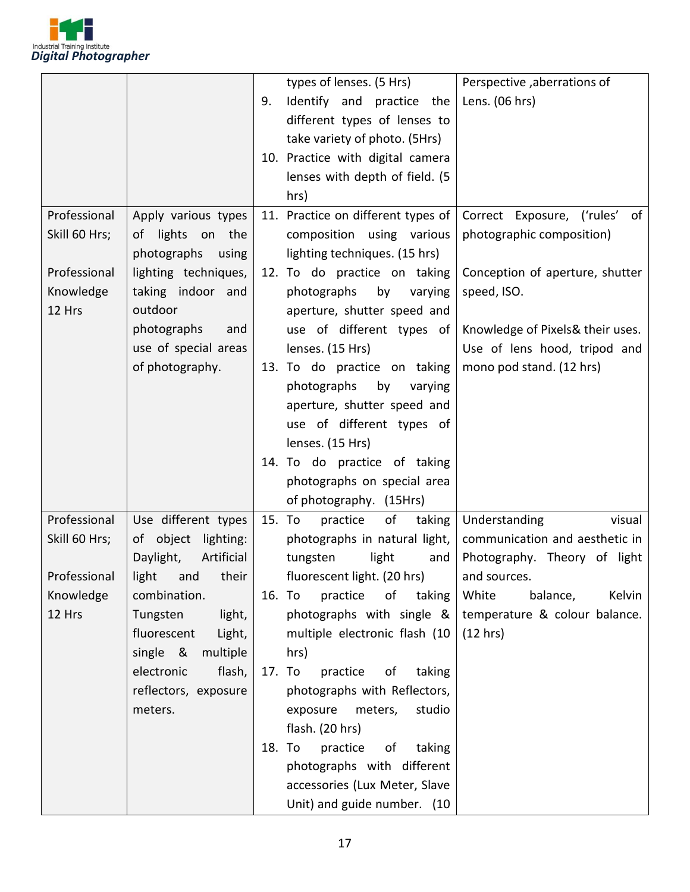| | | types of lenses. (5 Hrs)<br>9. Identify and practice the different types of lenses to take variety of photo. (5Hrs)<br>10. Practice with digital camera lenses with depth of field. (5 hrs) | Perspective ,aberrations of Lens. (06 hrs) |
|---|---|---|---|
| Professional Skill 60 Hrs;<br><br>Professional Knowledge 12 Hrs | Apply various types of lights on the photographs using lighting techniques, taking indoor and outdoor photographs and use of special areas of photography. | 11. Practice on different types of composition using various lighting techniques. (15 hrs)<br>12. To do practice on taking photographs by varying aperture, shutter speed and use of different types of lenses. (15 Hrs)<br>13. To do practice on taking photographs by varying aperture, shutter speed and use of different types of lenses. (15 Hrs)<br>14. To do practice of taking photographs on special area of photography. (15Hrs) | Correct Exposure, ('rules' of photographic composition)<br><br>Conception of aperture, shutter speed, ISO.<br><br>Knowledge of Pixels& their uses. Use of lens hood, tripod and mono pod stand. (12 hrs) |
| Professional Skill 60 Hrs;<br><br>Professional Knowledge 12 Hrs | Use different types of object lighting: Daylight, Artificial light and their combination. Tungsten light, fluorescent Light, single & multiple electronic flash, reflectors, exposure meters. | 15. To practice of taking photographs in natural light, tungsten light and fluorescent light. (20 hrs)<br>16. To practice of taking photographs with single & multiple electronic flash (10 hrs)<br>17. To practice of taking photographs with Reflectors, exposure meters, studio flash. (20 hrs)<br>18. To practice of taking photographs with different accessories (Lux Meter, Slave Unit) and guide number. (10 | Understanding visual communication and aesthetic in Photography. Theory of light and sources.<br>White balance, Kelvin temperature & colour balance. (12 hrs) |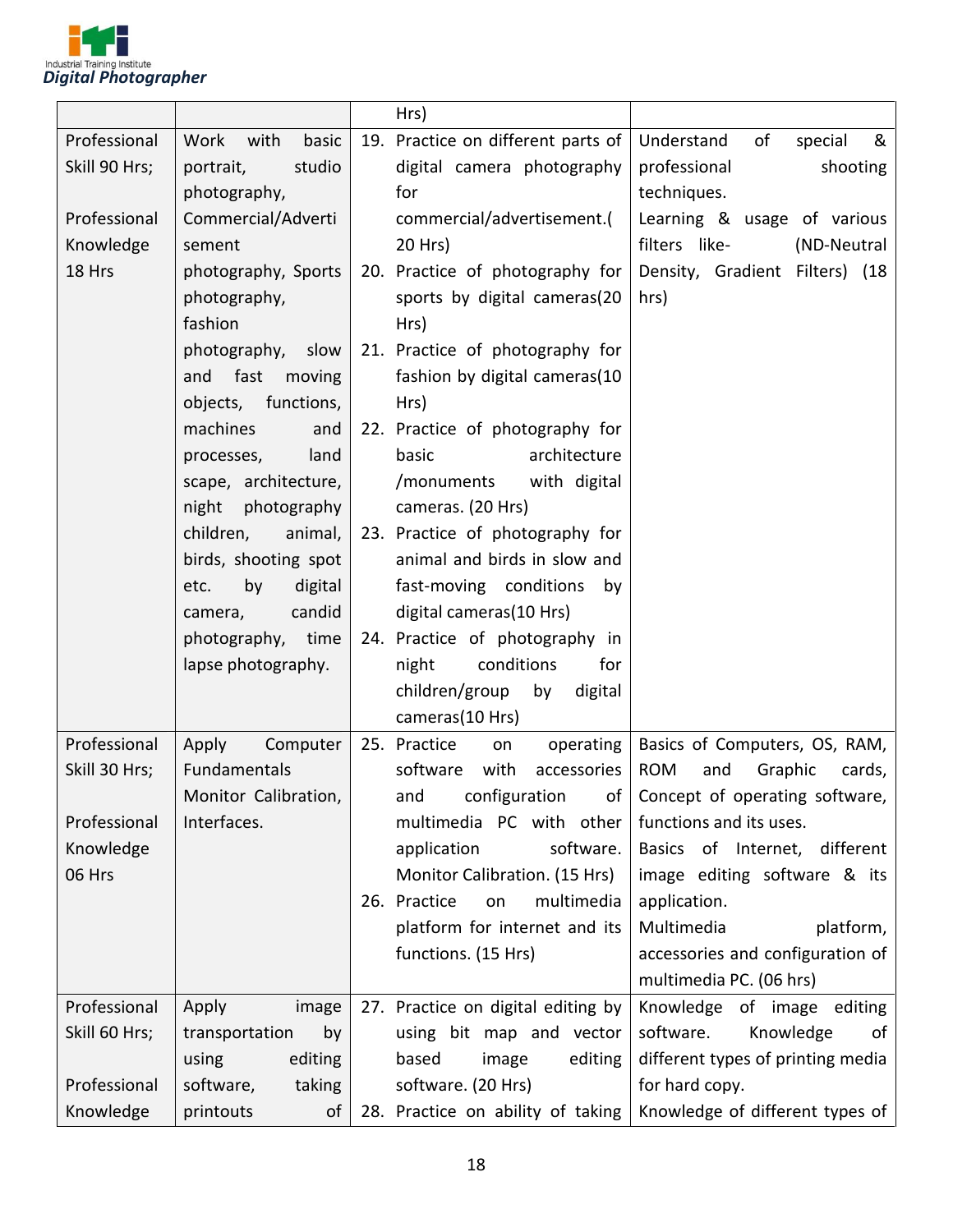| | | Hrs) | |
|---|---|---|---|
| Professional Skill 90 Hrs;<br><br>Professional Knowledge 18 Hrs | Work with basic portrait, studio photography, Commercial/Advertisement photography, Sports photography, fashion photography, slow and fast moving objects, functions, machines and processes, land scape, architecture, night photography children, animal, birds, shooting spot etc. by digital camera, candid photography, time lapse photography. | 19. Practice on different parts of digital camera photography for commercial/advertisement.( 20 Hrs)<br>20. Practice of photography for sports by digital cameras(20 Hrs)<br>21. Practice of photography for fashion by digital cameras(10 Hrs)<br>22. Practice of photography for basic architecture /monuments with digital cameras. (20 Hrs)<br>23. Practice of photography for animal and birds in slow and fast-moving conditions by digital cameras(10 Hrs)<br>24. Practice of photography in night conditions for children/group by digital cameras(10 Hrs) | Understand of special & professional shooting techniques.<br>Learning & usage of various filters like- (ND-Neutral Density, Gradient Filters) (18 hrs) |
| Professional Skill 30 Hrs;<br><br>Professional Knowledge 06 Hrs | Apply Computer Fundamentals Monitor Calibration, Interfaces. | 25. Practice on operating software with accessories and configuration of multimedia PC with other application software. Monitor Calibration. (15 Hrs)<br>26. Practice on multimedia platform for internet and its functions. (15 Hrs) | Basics of Computers, OS, RAM, ROM and Graphic cards, Concept of operating software, functions and its uses.<br>Basics of Internet, different image editing software & its application.<br>Multimedia platform, accessories and configuration of multimedia PC. (06 hrs) |
| Professional Skill 60 Hrs;<br><br>Professional Knowledge | Apply image transportation by using editing software, taking printouts of | 27. Practice on digital editing by using bit map and vector based image editing software. (20 Hrs)<br>28. Practice on ability of taking | Knowledge of image editing software. Knowledge of different types of printing media for hard copy.<br>Knowledge of different types of |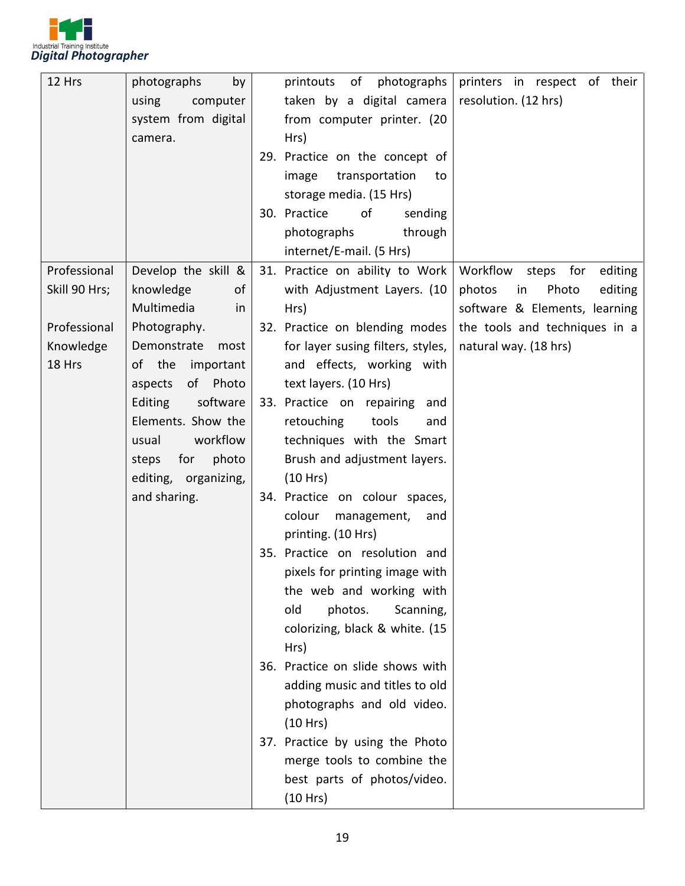| | | | |
|---|---|---|---|
| 12 Hrs | photographs by using computer system from digital camera. | printouts of photographs taken by a digital camera from computer printer. (20 Hrs)<br>29. Practice on the concept of image transportation to storage media. (15 Hrs)<br>30. Practice of sending photographs through internet/E-mail. (5 Hrs) | printers in respect of their resolution. (12 hrs) |
| Professional Skill 90 Hrs;<br><br>Professional Knowledge 18 Hrs | Develop the skill & knowledge of Multimedia in Photography.<br>Demonstrate most of the important aspects of Photo Editing software Elements. Show the usual workflow steps for photo editing, organizing, and sharing. | 31. Practice on ability to Work with Adjustment Layers. (10 Hrs)<br>32. Practice on blending modes for layer susing filters, styles, and effects, working with text layers. (10 Hrs)<br>33. Practice on repairing and retouching tools and techniques with the Smart Brush and adjustment layers. (10 Hrs)<br>34. Practice on colour spaces, colour management, and printing. (10 Hrs)<br>35. Practice on resolution and pixels for printing image with the web and working with old photos. Scanning, colorizing, black & white. (15 Hrs)<br>36. Practice on slide shows with adding music and titles to old photographs and old video. (10 Hrs)<br>37. Practice by using the Photo merge tools to combine the best parts of photos/video. (10 Hrs) | Workflow steps for editing photos in Photo editing software & Elements, learning the tools and techniques in a natural way. (18 hrs) |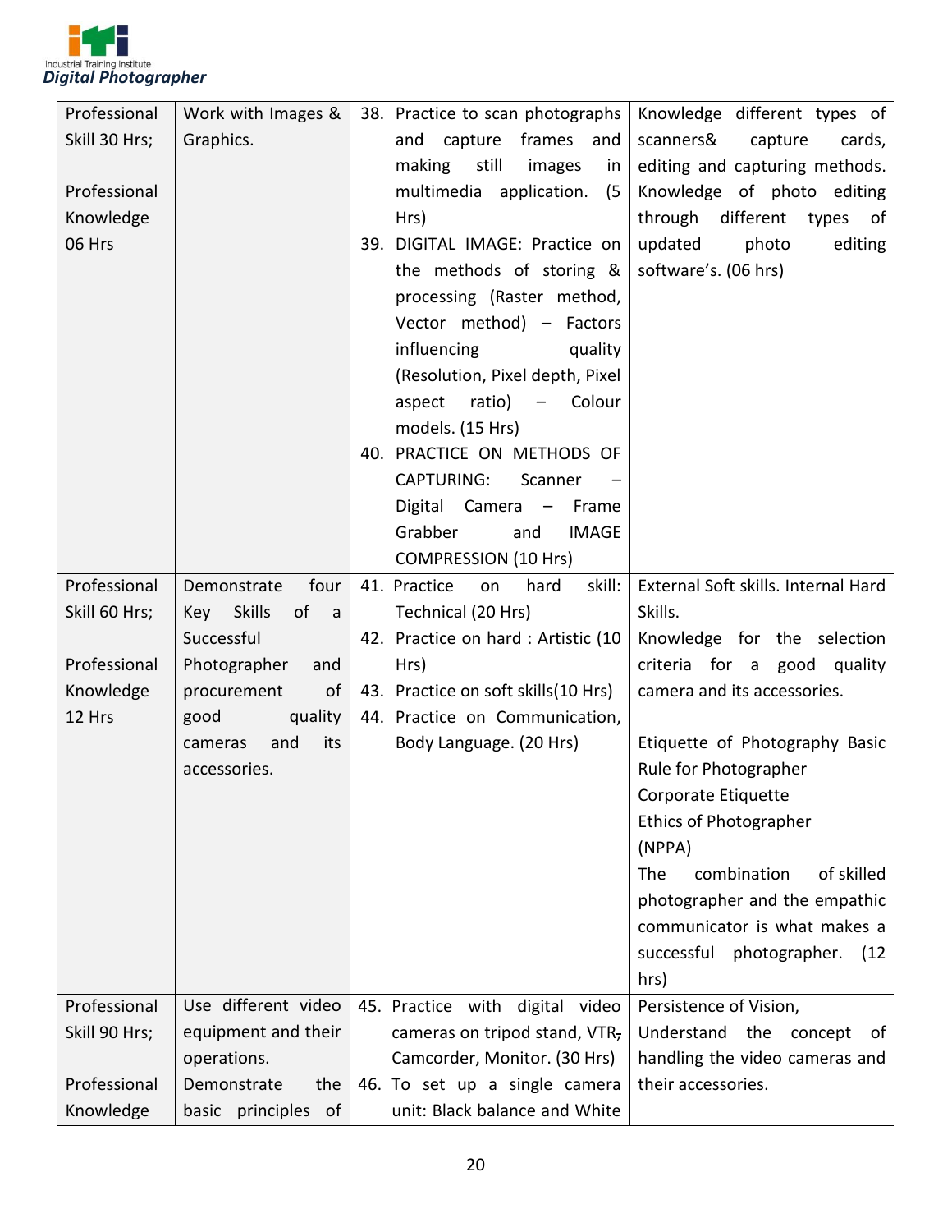| | | | |
|---|---|---|---|
| Professional Skill 30 Hrs;<br><br>Professional Knowledge 06 Hrs | Work with Images & Graphics. | 38. Practice to scan photographs and capture frames and making still images in multimedia application. (5 Hrs)<br>39. DIGITAL IMAGE: Practice on the methods of storing & processing (Raster method, Vector method) – Factors influencing quality (Resolution, Pixel depth, Pixel aspect ratio) – Colour models. (15 Hrs)<br>40. PRACTICE ON METHODS OF CAPTURING: Scanner – Digital Camera – Frame Grabber and IMAGE COMPRESSION (10 Hrs) | Knowledge different types of scanners& capture cards, editing and capturing methods. Knowledge of photo editing through different types of updated photo editing software's. (06 hrs) |
| Professional Skill 60 Hrs;<br><br>Professional Knowledge 12 Hrs | Demonstrate four Key Skills of a Successful Photographer and procurement of good quality cameras and its accessories. | 41. Practice on hard skill: Technical (20 Hrs)<br>42. Practice on hard : Artistic (10 Hrs)<br>43. Practice on soft skills(10 Hrs)<br>44. Practice on Communication, Body Language. (20 Hrs) | External Soft skills. Internal Hard Skills.<br>Knowledge for the selection criteria for a good quality camera and its accessories.<br><br>Etiquette of Photography Basic Rule for Photographer<br>Corporate Etiquette<br>Ethics of Photographer (NPPA)<br>The combination of skilled photographer and the empathic communicator is what makes a successful photographer. (12 hrs) |
| Professional Skill 90 Hrs;<br><br>Professional Knowledge | Use different video equipment and their operations.<br>Demonstrate the basic principles of | 45. Practice with digital video cameras on tripod stand, VTR, Camcorder, Monitor. (30 Hrs)<br>46. To set up a single camera unit: Black balance and White | Persistence of Vision,<br>Understand the concept of handling the video cameras and their accessories. |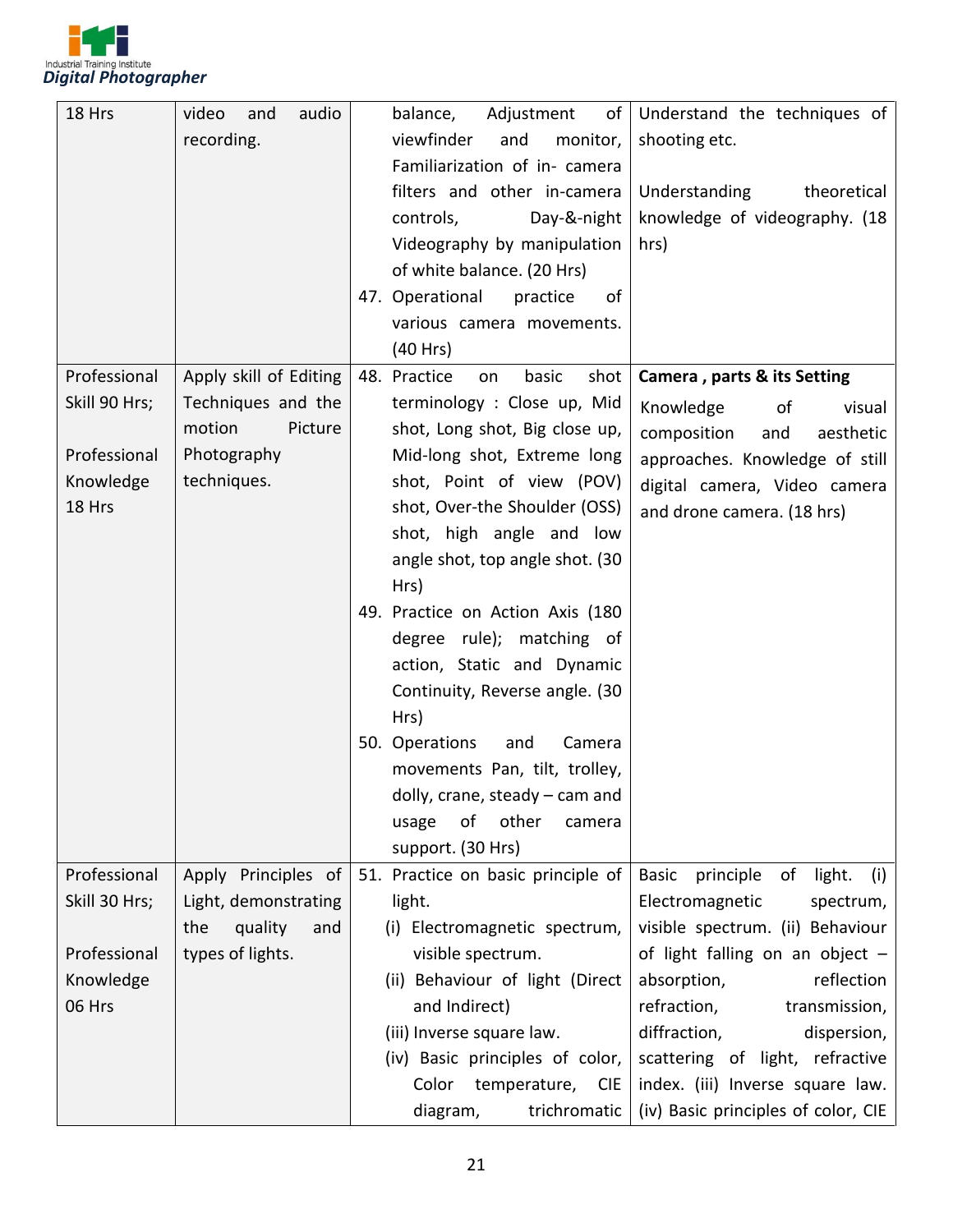| | | | |
|---|---|---|---|
| 18 Hrs | video and audio recording. | balance, Adjustment of viewfinder and monitor, Familiarization of in- camera filters and other in-camera controls, Day-&-night Videography by manipulation of white balance. (20 Hrs)<br>47. Operational practice of various camera movements. (40 Hrs) | Understand the techniques of shooting etc.<br><br>Understanding theoretical knowledge of videography. (18 hrs) |
| Professional Skill 90 Hrs;<br><br>Professional Knowledge 18 Hrs | Apply skill of Editing Techniques and the motion Picture Photography techniques. | 48. Practice on basic shot terminology : Close up, Mid shot, Long shot, Big close up, Mid-long shot, Extreme long shot, Point of view (POV) shot, Over-the Shoulder (OSS) shot, high angle and low angle shot, top angle shot. (30 Hrs)<br>49. Practice on Action Axis (180 degree rule); matching of action, Static and Dynamic Continuity, Reverse angle. (30 Hrs)<br>50. Operations and Camera movements Pan, tilt, trolley, dolly, crane, steady – cam and usage of other camera support. (30 Hrs) | **Camera , parts & its Setting**<br>Knowledge of visual composition and aesthetic approaches. Knowledge of still digital camera, Video camera and drone camera. (18 hrs) |
| Professional Skill 30 Hrs;<br><br>Professional Knowledge 06 Hrs | Apply Principles of Light, demonstrating the quality and types of lights. | 51. Practice on basic principle of light.<br>(i) Electromagnetic spectrum, visible spectrum.<br>(ii) Behaviour of light (Direct and Indirect)<br>(iii) Inverse square law.<br>(iv) Basic principles of color, Color temperature, CIE diagram, trichromatic | Basic principle of light. (i) Electromagnetic spectrum, visible spectrum. (ii) Behaviour of light falling on an object – absorption, reflection refraction, transmission, diffraction, dispersion, scattering of light, refractive index. (iii) Inverse square law. (iv) Basic principles of color, CIE |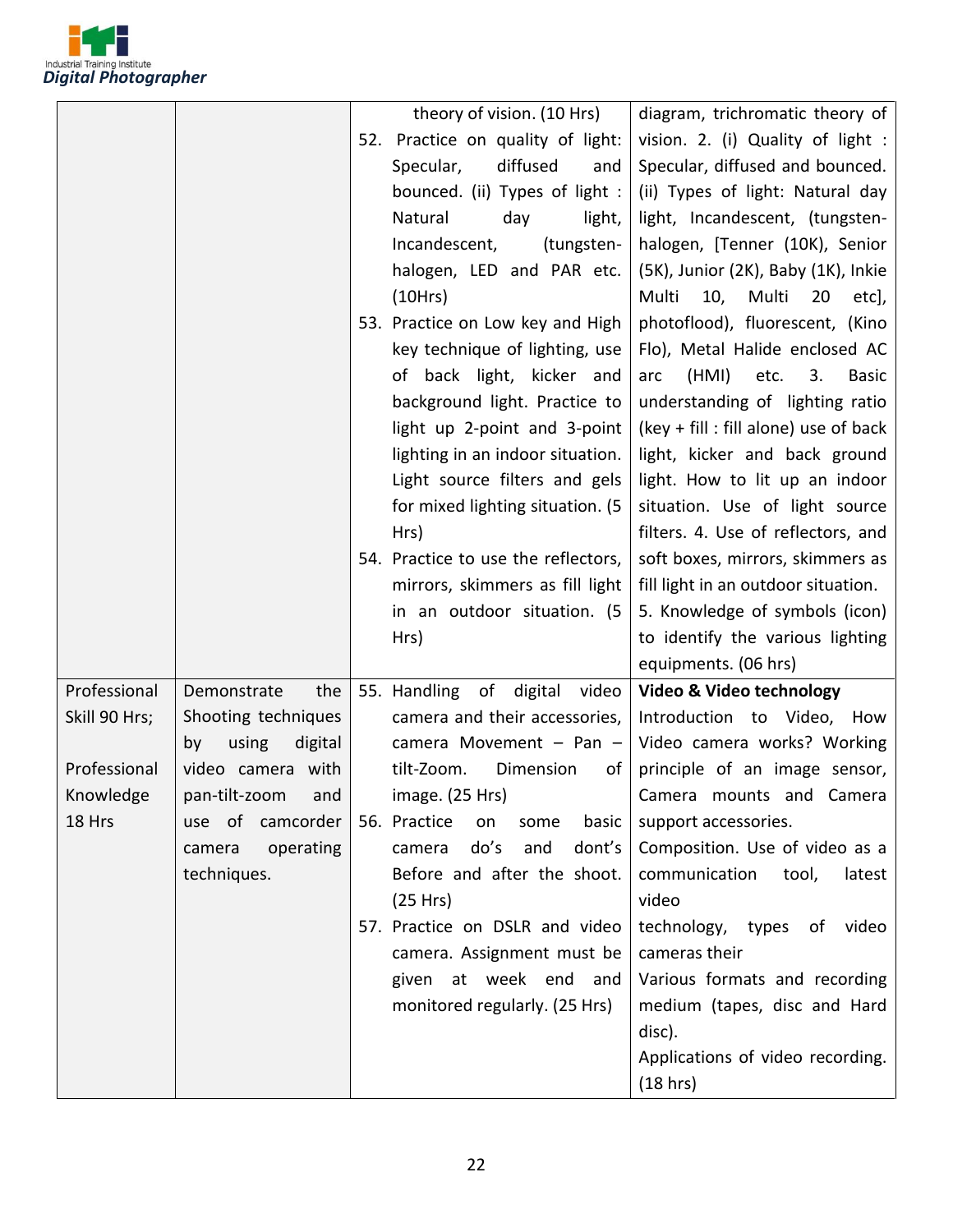| | | | |
|---|---|---|---|
| | | theory of vision. (10 Hrs)<br>52. Practice on quality of light: Specular, diffused and bounced. (ii) Types of light : Natural day light, Incandescent, (tungsten-halogen, LED and PAR etc. (10Hrs)<br>53. Practice on Low key and High key technique of lighting, use of back light, kicker and background light. Practice to light up 2-point and 3-point lighting in an indoor situation. Light source filters and gels for mixed lighting situation. (5 Hrs)<br>54. Practice to use the reflectors, mirrors, skimmers as fill light in an outdoor situation. (5 Hrs) | diagram, trichromatic theory of vision. 2. (i) Quality of light : Specular, diffused and bounced. (ii) Types of light: Natural day light, Incandescent, (tungsten-halogen, [Tenner (10K), Senior (5K), Junior (2K), Baby (1K), Inkie Multi 10, Multi 20 etc], photoflood), fluorescent, (Kino Flo), Metal Halide enclosed AC arc (HMI) etc. 3. Basic understanding of lighting ratio (key + fill : fill alone) use of back light, kicker and back ground light. How to lit up an indoor situation. Use of light source filters. 4. Use of reflectors, and soft boxes, mirrors, skimmers as fill light in an outdoor situation. 5. Knowledge of symbols (icon) to identify the various lighting equipments. (06 hrs) |
| Professional Skill 90 Hrs;<br><br>Professional Knowledge 18 Hrs | Demonstrate the Shooting techniques by using digital video camera with pan-tilt-zoom and use of camcorder camera operating techniques. | 55. Handling of digital video camera and their accessories, camera Movement – Pan – tilt-Zoom. Dimension of image. (25 Hrs)<br>56. Practice on some basic camera do's and dont's Before and after the shoot. (25 Hrs)<br>57. Practice on DSLR and video camera. Assignment must be given at week end and monitored regularly. (25 Hrs) | **Video & Video technology**<br>Introduction to Video, How Video camera works? Working principle of an image sensor, Camera mounts and Camera support accessories.<br>Composition. Use of video as a communication tool, latest video technology, types of video cameras their<br>Various formats and recording medium (tapes, disc and Hard disc).<br>Applications of video recording. (18 hrs) |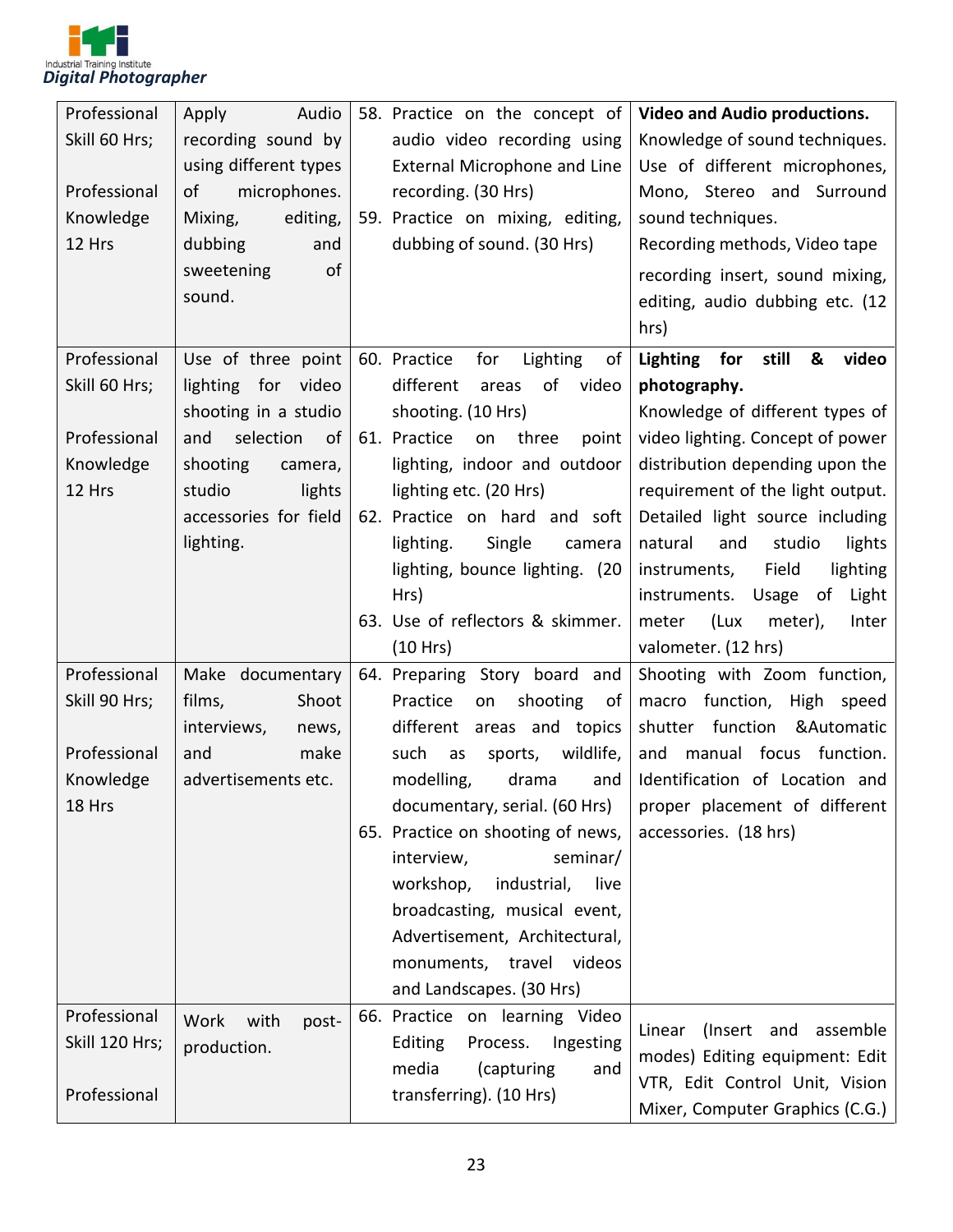| | | | |
|---|---|---|---|
| Professional Skill 60 Hrs;<br><br>Professional Knowledge 12 Hrs | Apply Audio recording sound by using different types of microphones. Mixing, editing, dubbing and sweetening of sound. | 58. Practice on the concept of audio video recording using External Microphone and Line recording. (30 Hrs)<br>59. Practice on mixing, editing, dubbing of sound. (30 Hrs) | **Video and Audio productions.**<br>Knowledge of sound techniques. Use of different microphones, Mono, Stereo and Surround sound techniques.<br>Recording methods, Video tape recording insert, sound mixing, editing, audio dubbing etc. (12 hrs) |
| Professional Skill 60 Hrs;<br><br>Professional Knowledge 12 Hrs | Use of three point lighting for video shooting in a studio and selection of shooting camera, studio lights accessories for field lighting. | 60. Practice for Lighting of different areas of video shooting. (10 Hrs)<br>61. Practice on three point lighting, indoor and outdoor lighting etc. (20 Hrs)<br>62. Practice on hard and soft lighting. Single camera lighting, bounce lighting. (20 Hrs)<br>63. Use of reflectors & skimmer. (10 Hrs) | **Lighting for still & video photography.**<br>Knowledge of different types of video lighting. Concept of power distribution depending upon the requirement of the light output. Detailed light source including natural and studio lights instruments, Field lighting instruments. Usage of Light meter (Lux meter), Inter valometer. (12 hrs) |
| Professional Skill 90 Hrs;<br><br>Professional Knowledge 18 Hrs | Make documentary films, Shoot interviews, news, and make advertisements etc. | 64. Preparing Story board and Practice on shooting of different areas and topics such as sports, wildlife, modelling, drama and documentary, serial. (60 Hrs)<br>65. Practice on shooting of news, interview, seminar/ workshop, industrial, live broadcasting, musical event, Advertisement, Architectural, monuments, travel videos and Landscapes. (30 Hrs) | Shooting with Zoom function, macro function, High speed shutter function &Automatic and manual focus function. Identification of Location and proper placement of different accessories. (18 hrs) |
| Professional Skill 120 Hrs;<br><br>Professional | Work with post-production. | 66. Practice on learning Video Editing Process. Ingesting media (capturing and transferring). (10 Hrs) | Linear (Insert and assemble modes) Editing equipment: Edit VTR, Edit Control Unit, Vision Mixer, Computer Graphics (C.G.) |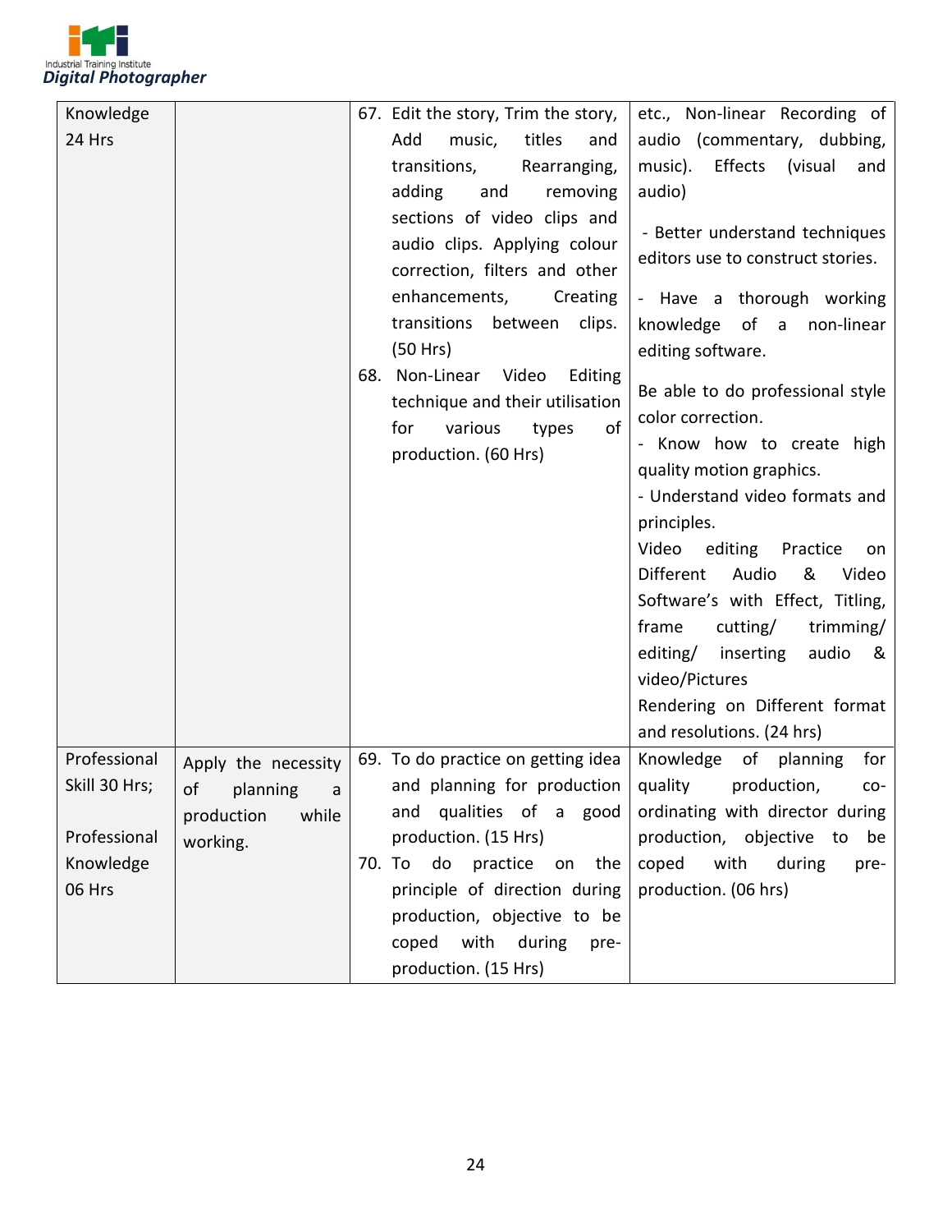| | | | |
|---|---|---|---|
| Knowledge 24 Hrs | | 67. Edit the story, Trim the story, Add music, titles and transitions, Rearranging, adding and removing sections of video clips and audio clips. Applying colour correction, filters and other enhancements, Creating transitions between clips. (50 Hrs)<br>68. Non-Linear Video Editing technique and their utilisation for various types of production. (60 Hrs) | etc., Non-linear Recording of audio (commentary, dubbing, music). Effects (visual and audio)<br>- Better understand techniques editors use to construct stories.<br>- Have a thorough working knowledge of a non-linear editing software.<br>Be able to do professional style color correction.<br>- Know how to create high quality motion graphics.<br>- Understand video formats and principles.<br>Video editing Practice on Different Audio & Video Software's with Effect, Titling, frame cutting/ trimming/ editing/ inserting audio & video/Pictures<br>Rendering on Different format and resolutions. (24 hrs) |
| Professional Skill 30 Hrs;<br><br>Professional Knowledge 06 Hrs | Apply the necessity of planning a production while working. | 69. To do practice on getting idea and planning for production and qualities of a good production. (15 Hrs)<br>70. To do practice on the principle of direction during production, objective to be coped with during pre-production. (15 Hrs) | Knowledge of planning for quality production, co-ordinating with director during production, objective to be coped with during pre-production. (06 hrs) |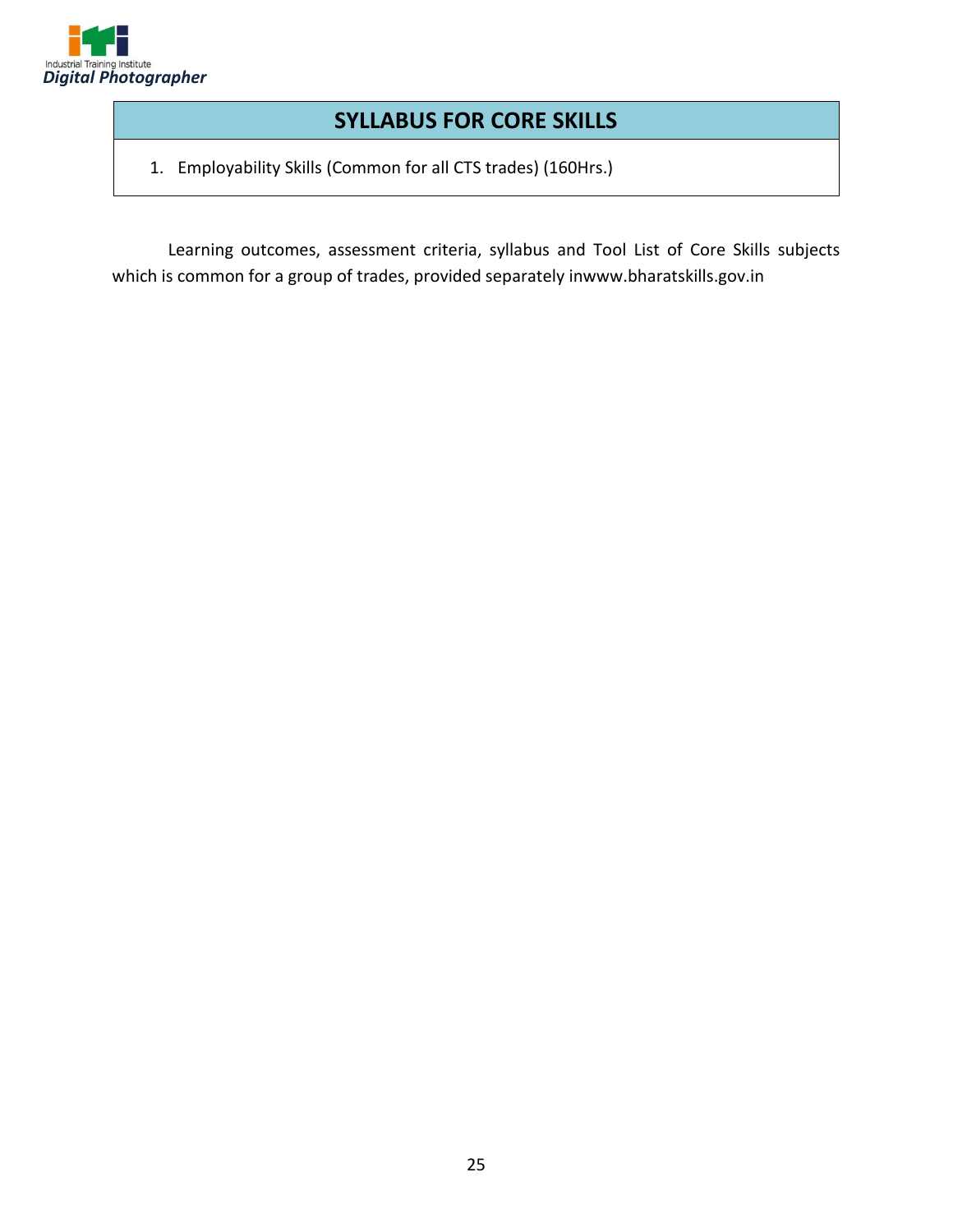# SYLLABUS FOR CORE SKILLS

1. Employability Skills (Common for all CTS trades) (160Hrs.)

Learning outcomes, assessment criteria, syllabus and Tool List of Core Skills subjects which is common for a group of trades, provided separately inwww.bharatskills.gov.in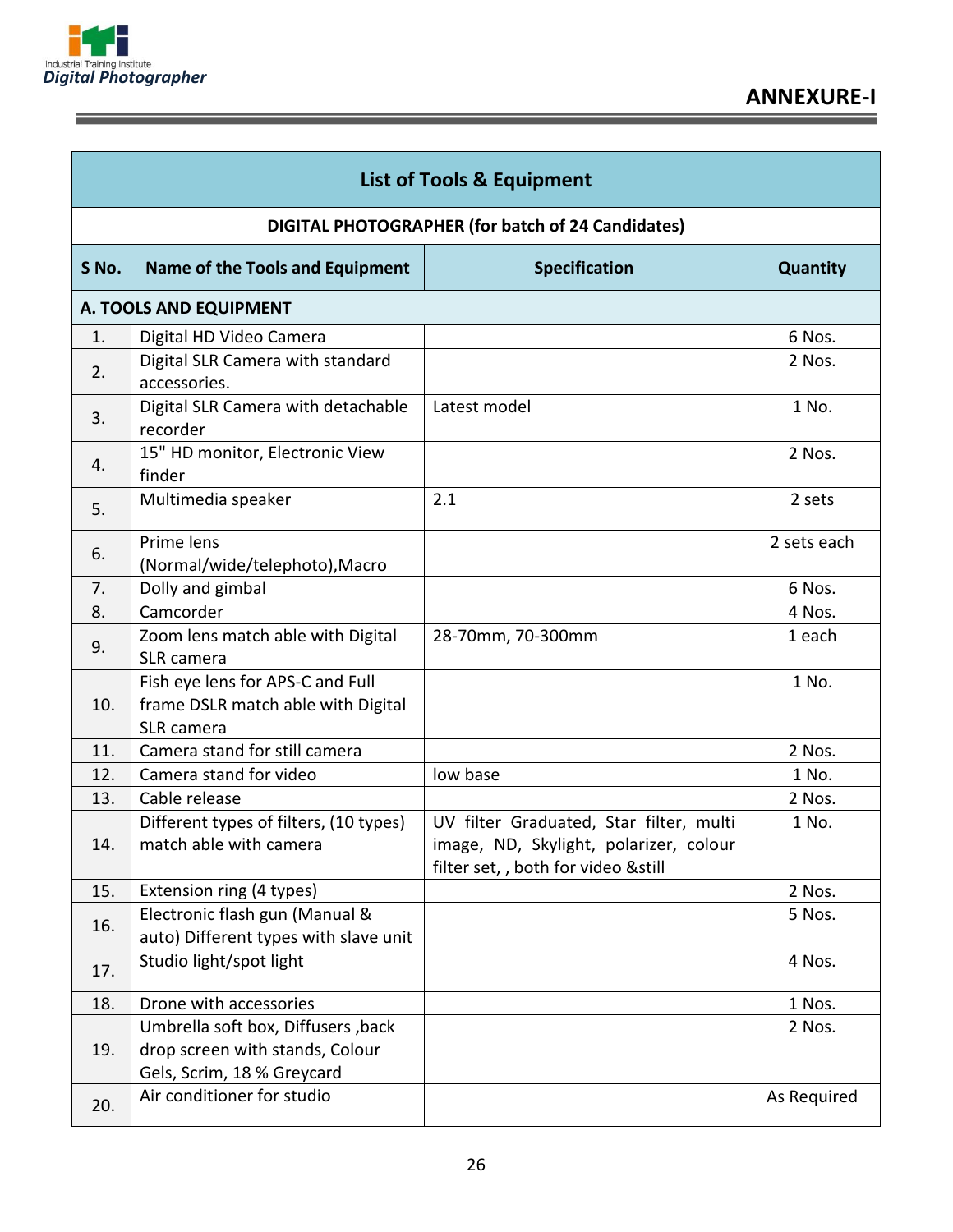## ANNEXURE-I

| List of Tools & Equipment | | | |
|---|---|---|---|
| **DIGITAL PHOTOGRAPHER (for batch of 24 Candidates)** | | | |
| **S No.** | **Name of the Tools and Equipment** | **Specification** | **Quantity** |
| **A. TOOLS AND EQUIPMENT** | | | |
| 1. | Digital HD Video Camera | | 6 Nos. |
| 2. | Digital SLR Camera with standard accessories. | | 2 Nos. |
| 3. | Digital SLR Camera with detachable recorder | Latest model | 1 No. |
| 4. | 15" HD monitor, Electronic View finder | | 2 Nos. |
| 5. | Multimedia speaker | 2.1 | 2 sets |
| 6. | Prime lens (Normal/wide/telephoto),Macro | | 2 sets each |
| 7. | Dolly and gimbal | | 6 Nos. |
| 8. | Camcorder | | 4 Nos. |
| 9. | Zoom lens match able with Digital SLR camera | 28-70mm, 70-300mm | 1 each |
| 10. | Fish eye lens for APS-C and Full frame DSLR match able with Digital SLR camera | | 1 No. |
| 11. | Camera stand for still camera | | 2 Nos. |
| 12. | Camera stand for video | low base | 1 No. |
| 13. | Cable release | | 2 Nos. |
| 14. | Different types of filters, (10 types) match able with camera | UV filter Graduated, Star filter, multi image, ND, Skylight, polarizer, colour filter set, , both for video &still | 1 No. |
| 15. | Extension ring (4 types) | | 2 Nos. |
| 16. | Electronic flash gun (Manual & auto) Different types with slave unit | | 5 Nos. |
| 17. | Studio light/spot light | | 4 Nos. |
| 18. | Drone with accessories | | 1 Nos. |
| 19. | Umbrella soft box, Diffusers ,back drop screen with stands, Colour Gels, Scrim, 18 % Greycard | | 2 Nos. |
| 20. | Air conditioner for studio | | As Required |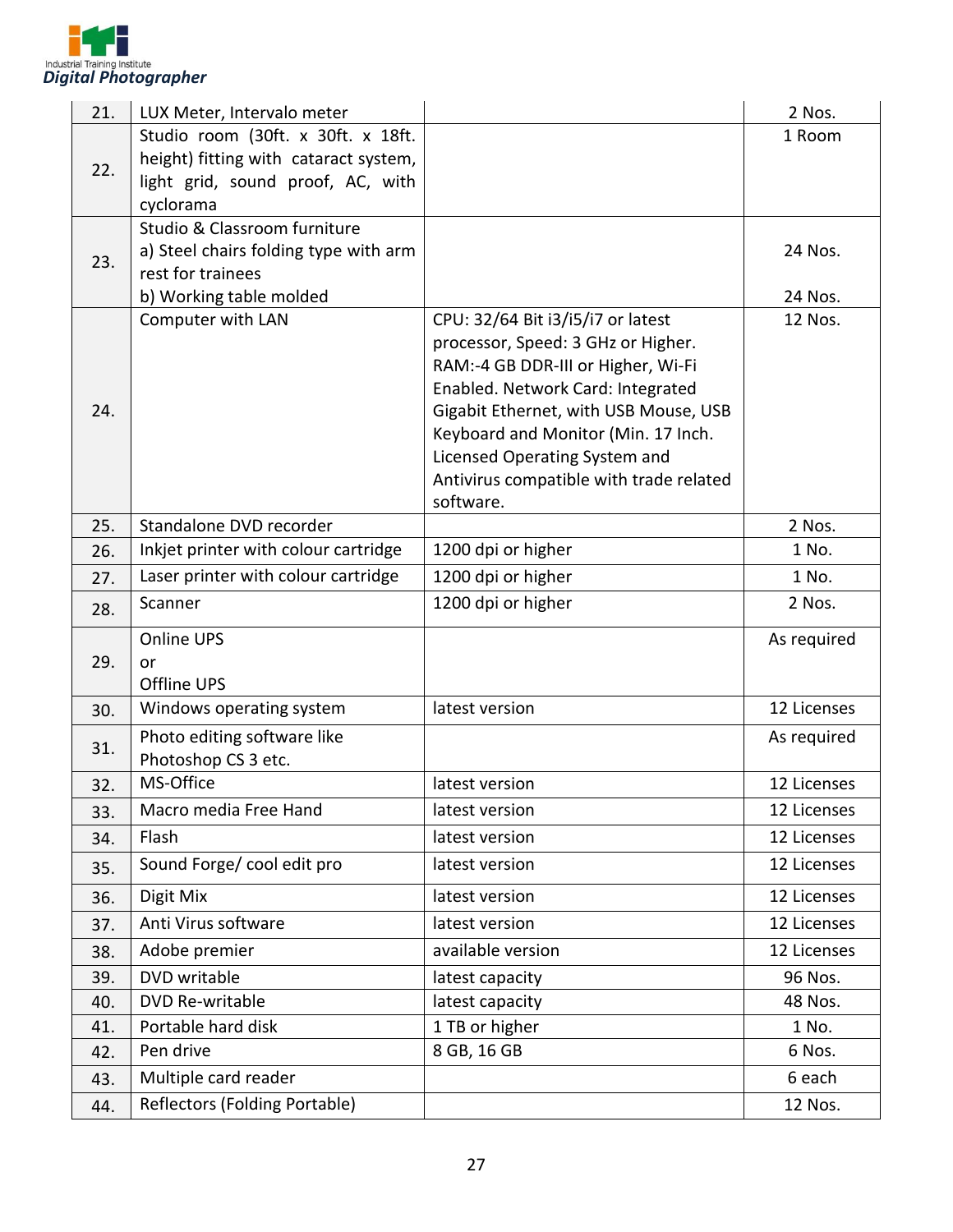| | | | |
|---|---|---|---|
| 21. | LUX Meter, Intervalo meter | | 2 Nos. |
| 22. | Studio room (30ft. x 30ft. x 18ft. height) fitting with cataract system, light grid, sound proof, AC, with cyclorama | | 1 Room |
| 23. | Studio & Classroom furniture<br>a) Steel chairs folding type with arm rest for trainees<br>b) Working table molded | | <br>24 Nos.<br><br>24 Nos. |
| 24. | Computer with LAN | CPU: 32/64 Bit i3/i5/i7 or latest processor, Speed: 3 GHz or Higher. RAM:-4 GB DDR-III or Higher, Wi-Fi Enabled. Network Card: Integrated Gigabit Ethernet, with USB Mouse, USB Keyboard and Monitor (Min. 17 Inch. Licensed Operating System and Antivirus compatible with trade related software. | 12 Nos. |
| 25. | Standalone DVD recorder | | 2 Nos. |
| 26. | Inkjet printer with colour cartridge | 1200 dpi or higher | 1 No. |
| 27. | Laser printer with colour cartridge | 1200 dpi or higher | 1 No. |
| 28. | Scanner | 1200 dpi or higher | 2 Nos. |
| 29. | Online UPS<br>or<br>Offline UPS | | As required |
| 30. | Windows operating system | latest version | 12 Licenses |
| 31. | Photo editing software like Photoshop CS 3 etc. | | As required |
| 32. | MS-Office | latest version | 12 Licenses |
| 33. | Macro media Free Hand | latest version | 12 Licenses |
| 34. | Flash | latest version | 12 Licenses |
| 35. | Sound Forge/ cool edit pro | latest version | 12 Licenses |
| 36. | Digit Mix | latest version | 12 Licenses |
| 37. | Anti Virus software | latest version | 12 Licenses |
| 38. | Adobe premier | available version | 12 Licenses |
| 39. | DVD writable | latest capacity | 96 Nos. |
| 40. | DVD Re-writable | latest capacity | 48 Nos. |
| 41. | Portable hard disk | 1 TB or higher | 1 No. |
| 42. | Pen drive | 8 GB, 16 GB | 6 Nos. |
| 43. | Multiple card reader | | 6 each |
| 44. | Reflectors (Folding Portable) | | 12 Nos. |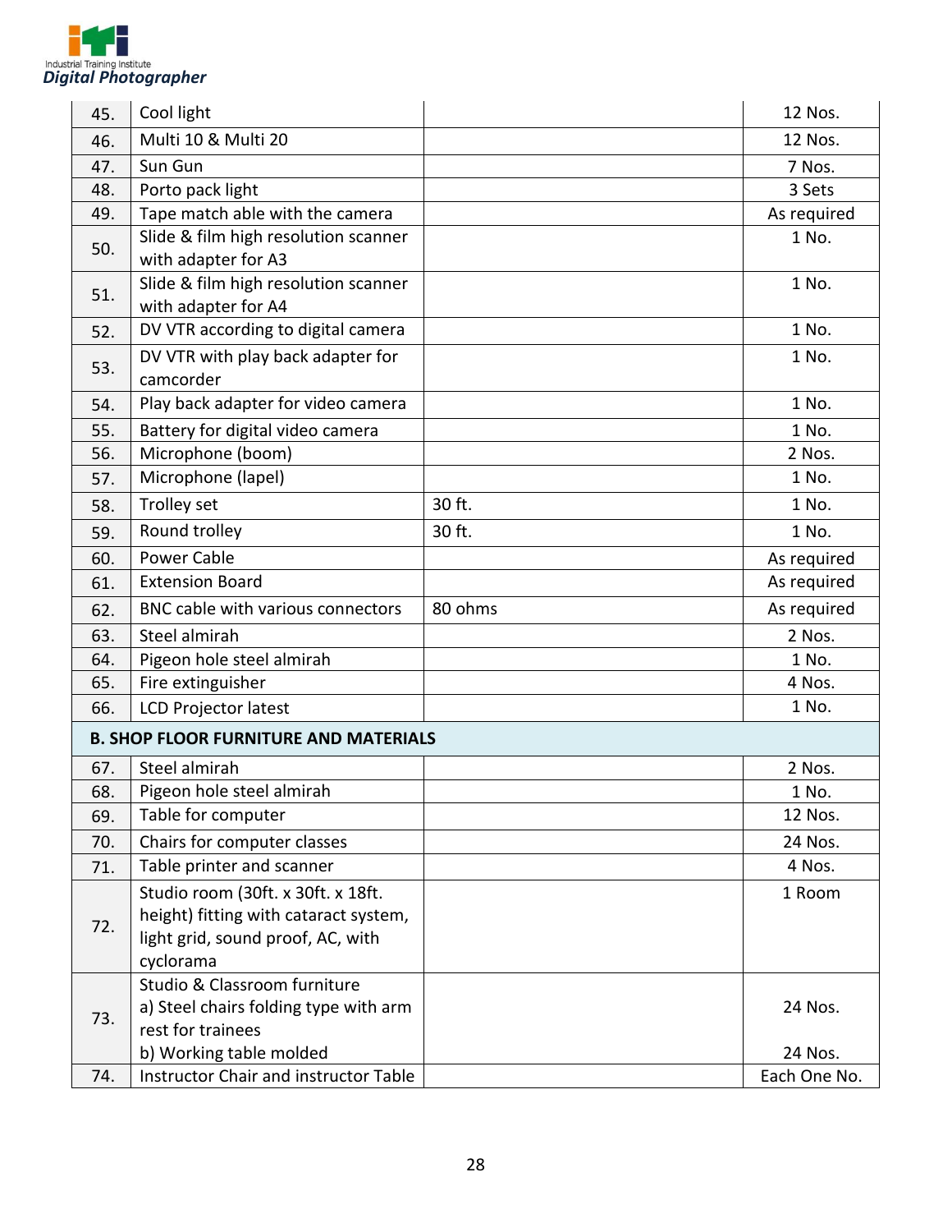| 45. | Cool light | | 12 Nos. |
|---|---|---|---|
| 46. | Multi 10 & Multi 20 | | 12 Nos. |
| 47. | Sun Gun | | 7 Nos. |
| 48. | Porto pack light | | 3 Sets |
| 49. | Tape match able with the camera | | As required |
| 50. | Slide & film high resolution scanner with adapter for A3 | | 1 No. |
| 51. | Slide & film high resolution scanner with adapter for A4 | | 1 No. |
| 52. | DV VTR according to digital camera | | 1 No. |
| 53. | DV VTR with play back adapter for camcorder | | 1 No. |
| 54. | Play back adapter for video camera | | 1 No. |
| 55. | Battery for digital video camera | | 1 No. |
| 56. | Microphone (boom) | | 2 Nos. |
| 57. | Microphone (lapel) | | 1 No. |
| 58. | Trolley set | 30 ft. | 1 No. |
| 59. | Round trolley | 30 ft. | 1 No. |
| 60. | Power Cable | | As required |
| 61. | Extension Board | | As required |
| 62. | BNC cable with various connectors | 80 ohms | As required |
| 63. | Steel almirah | | 2 Nos. |
| 64. | Pigeon hole steel almirah | | 1 No. |
| 65. | Fire extinguisher | | 4 Nos. |
| 66. | LCD Projector latest | | 1 No. |
| **B. SHOP FLOOR FURNITURE AND MATERIALS** | | | |
| 67. | Steel almirah | | 2 Nos. |
| 68. | Pigeon hole steel almirah | | 1 No. |
| 69. | Table for computer | | 12 Nos. |
| 70. | Chairs for computer classes | | 24 Nos. |
| 71. | Table printer and scanner | | 4 Nos. |
| 72. | Studio room (30ft. x 30ft. x 18ft. height) fitting with cataract system, light grid, sound proof, AC, with cyclorama | | 1 Room |
| 73. | Studio & Classroom furniture<br>a) Steel chairs folding type with arm rest for trainees<br>b) Working table molded | | <br>24 Nos.<br><br>24 Nos. |
| 74. | Instructor Chair and instructor Table | | Each One No. |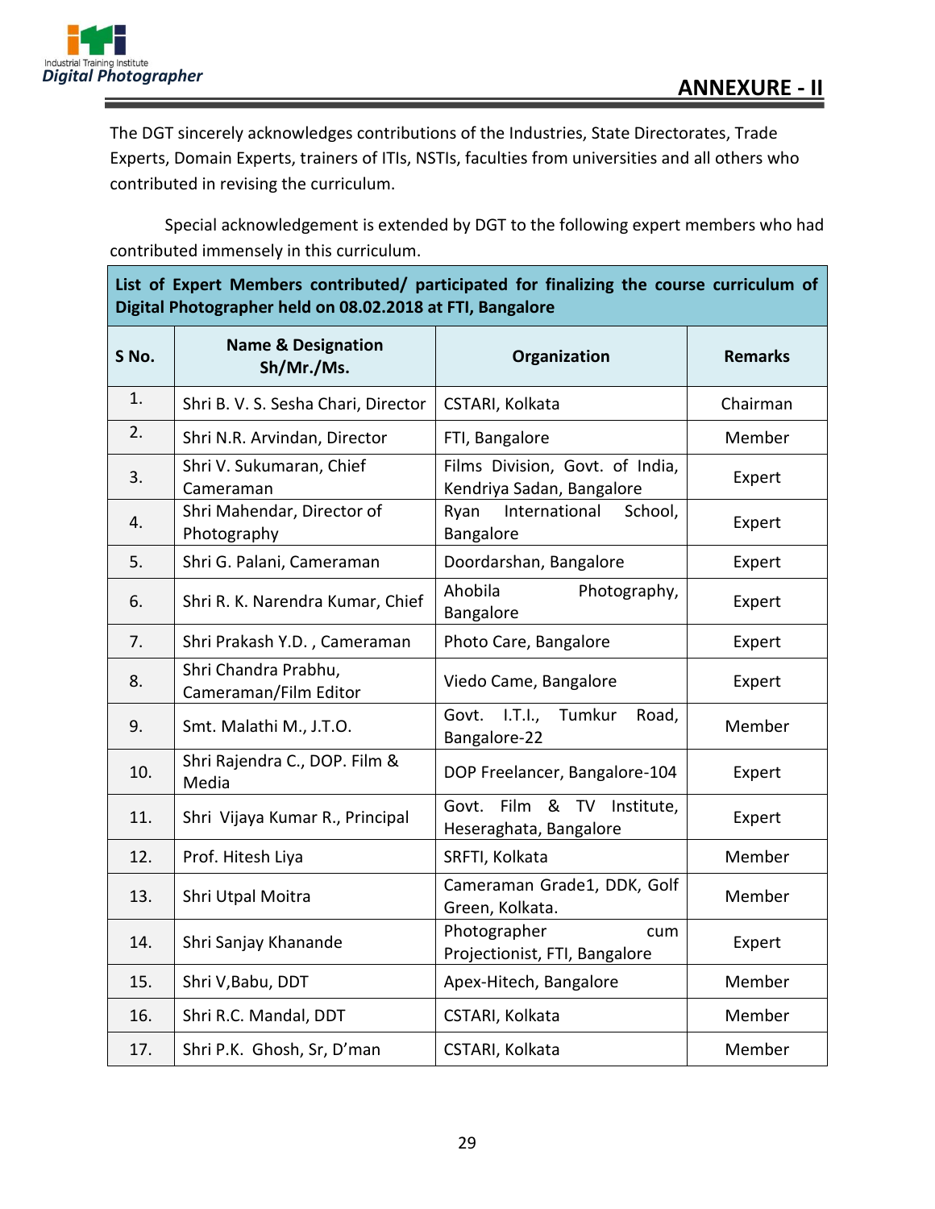# ANNEXURE - II

The DGT sincerely acknowledges contributions of the Industries, State Directorates, Trade Experts, Domain Experts, trainers of ITIs, NSTIs, faculties from universities and all others who contributed in revising the curriculum.

Special acknowledgement is extended by DGT to the following expert members who had contributed immensely in this curriculum.

| **List of Expert Members contributed/ participated for finalizing the course curriculum of Digital Photographer held on 08.02.2018 at FTI, Bangalore** | | | |
|---|---|---|---|
| **S No.** | **Name & Designation Sh/Mr./Ms.** | **Organization** | **Remarks** |
| 1. | Shri B. V. S. Sesha Chari, Director | CSTARI, Kolkata | Chairman |
| 2. | Shri N.R. Arvindan, Director | FTI, Bangalore | Member |
| 3. | Shri V. Sukumaran, Chief Cameraman | Films Division, Govt. of India, Kendriya Sadan, Bangalore | Expert |
| 4. | Shri Mahendar, Director of Photography | Ryan International School, Bangalore | Expert |
| 5. | Shri G. Palani, Cameraman | Doordarshan, Bangalore | Expert |
| 6. | Shri R. K. Narendra Kumar, Chief | Ahobila Photography, Bangalore | Expert |
| 7. | Shri Prakash Y.D. , Cameraman | Photo Care, Bangalore | Expert |
| 8. | Shri Chandra Prabhu, Cameraman/Film Editor | Viedo Came, Bangalore | Expert |
| 9. | Smt. Malathi M., J.T.O. | Govt. I.T.I., Tumkur Road, Bangalore-22 | Member |
| 10. | Shri Rajendra C., DOP. Film & Media | DOP Freelancer, Bangalore-104 | Expert |
| 11. | Shri Vijaya Kumar R., Principal | Govt. Film & TV Institute, Heseraghata, Bangalore | Expert |
| 12. | Prof. Hitesh Liya | SRFTI, Kolkata | Member |
| 13. | Shri Utpal Moitra | Cameraman Grade1, DDK, Golf Green, Kolkata. | Member |
| 14. | Shri Sanjay Khanande | Photographer cum Projectionist, FTI, Bangalore | Expert |
| 15. | Shri V,Babu, DDT | Apex-Hitech, Bangalore | Member |
| 16. | Shri R.C. Mandal, DDT | CSTARI, Kolkata | Member |
| 17. | Shri P.K. Ghosh, Sr, D'man | CSTARI, Kolkata | Member |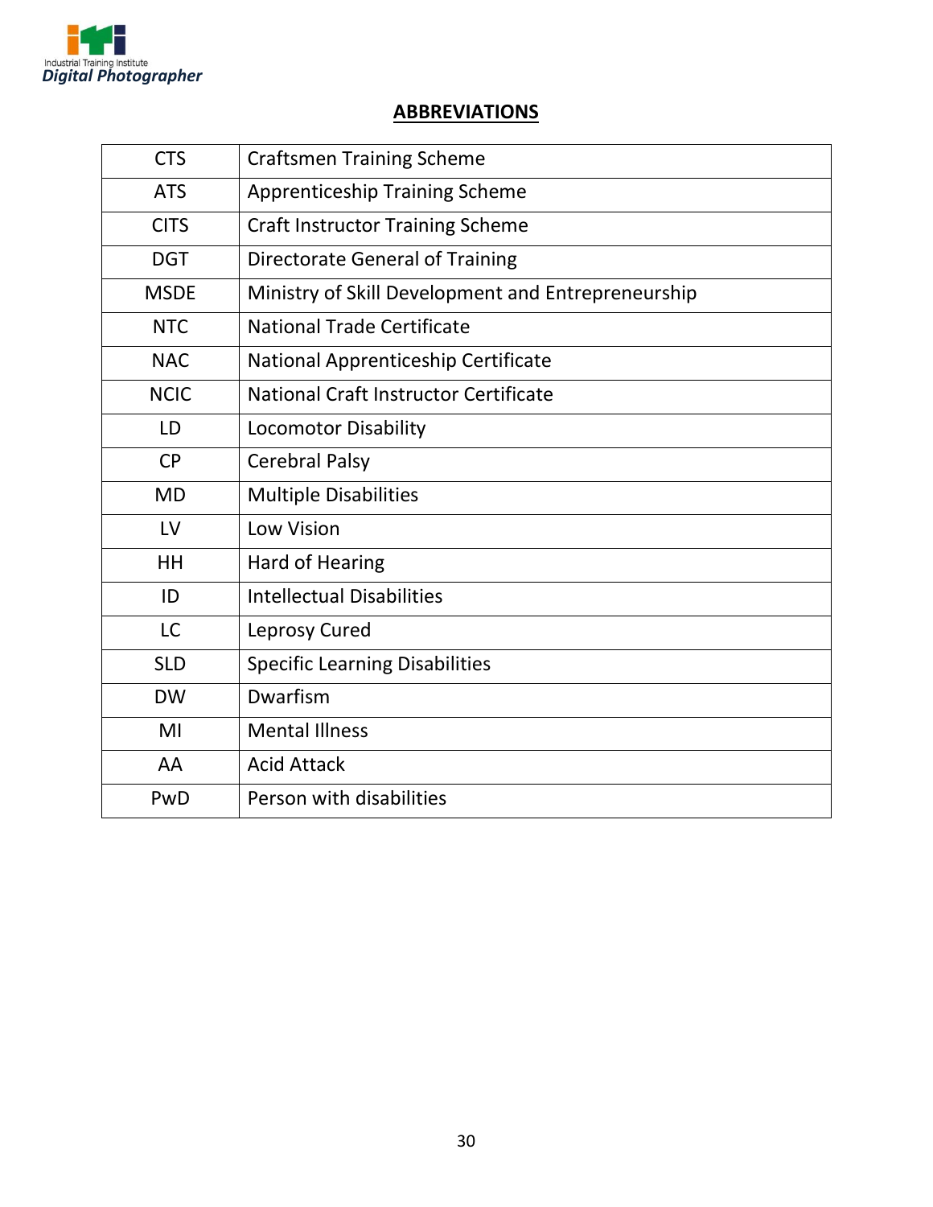## ABBREVIATIONS

| | |
|---|---|
| CTS | Craftsmen Training Scheme |
| ATS | Apprenticeship Training Scheme |
| CITS | Craft Instructor Training Scheme |
| DGT | Directorate General of Training |
| MSDE | Ministry of Skill Development and Entrepreneurship |
| NTC | National Trade Certificate |
| NAC | National Apprenticeship Certificate |
| NCIC | National Craft Instructor Certificate |
| LD | Locomotor Disability |
| CP | Cerebral Palsy |
| MD | Multiple Disabilities |
| LV | Low Vision |
| HH | Hard of Hearing |
| ID | Intellectual Disabilities |
| LC | Leprosy Cured |
| SLD | Specific Learning Disabilities |
| DW | Dwarfism |
| MI | Mental Illness |
| AA | Acid Attack |
| PwD | Person with disabilities |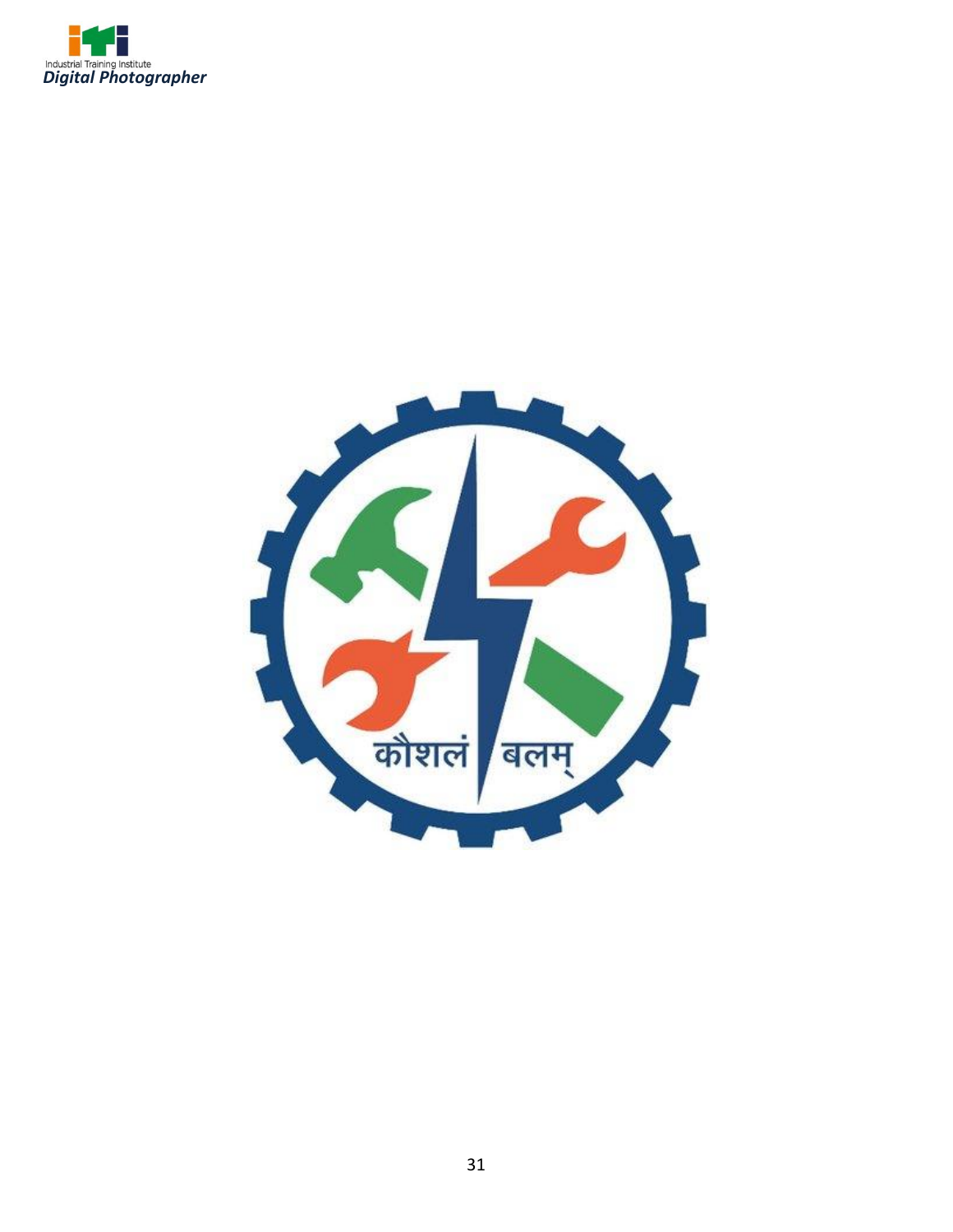कौशलं बलम्